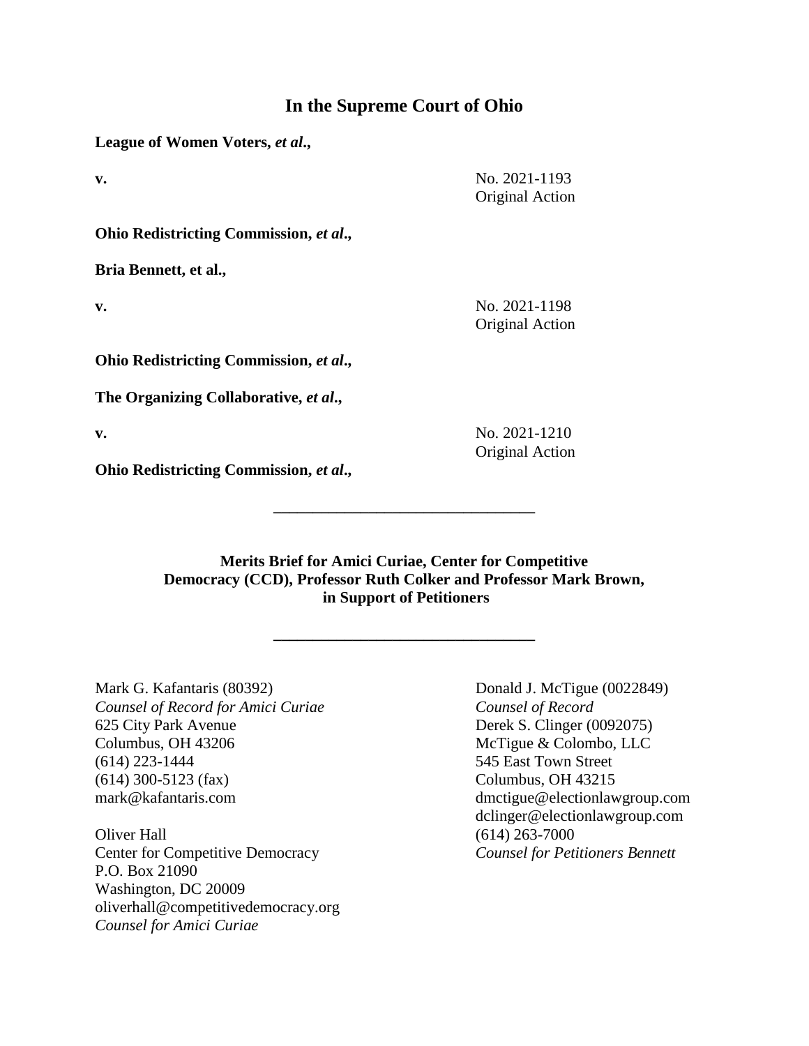# In the Supreme Court of Ohio

**League of Women Voters, *et al*.,**

**v.** No. 2021-1193
Original Action

**Ohio Redistricting Commission, *et al*.,**

**Bria Bennett, et al.,**

**v.** No. 2021-1198
Original Action

**Ohio Redistricting Commission, *et al*.,**

**The Organizing Collaborative, *et al*.,**

**v.** No. 2021-1210
Original Action

**Ohio Redistricting Commission, *et al*.,**

---

**Merits Brief for Amici Curiae, Center for Competitive Democracy (CCD), Professor Ruth Colker and Professor Mark Brown, in Support of Petitioners**

---

Mark G. Kafantaris (80392)
*Counsel of Record for Amici Curiae*
625 City Park Avenue
Columbus, OH 43206
(614) 223-1444
(614) 300-5123 (fax)
mark@kafantaris.com

Oliver Hall
Center for Competitive Democracy
P.O. Box 21090
Washington, DC 20009
oliverhall@competitivedemocracy.org
*Counsel for Amici Curiae*

Donald J. McTigue (0022849)
*Counsel of Record*
Derek S. Clinger (0092075)
McTigue & Colombo, LLC
545 East Town Street
Columbus, OH 43215
dmctigue@electionlawgroup.com
dclinger@electionlawgroup.com
(614) 263-7000
*Counsel for Petitioners Bennett*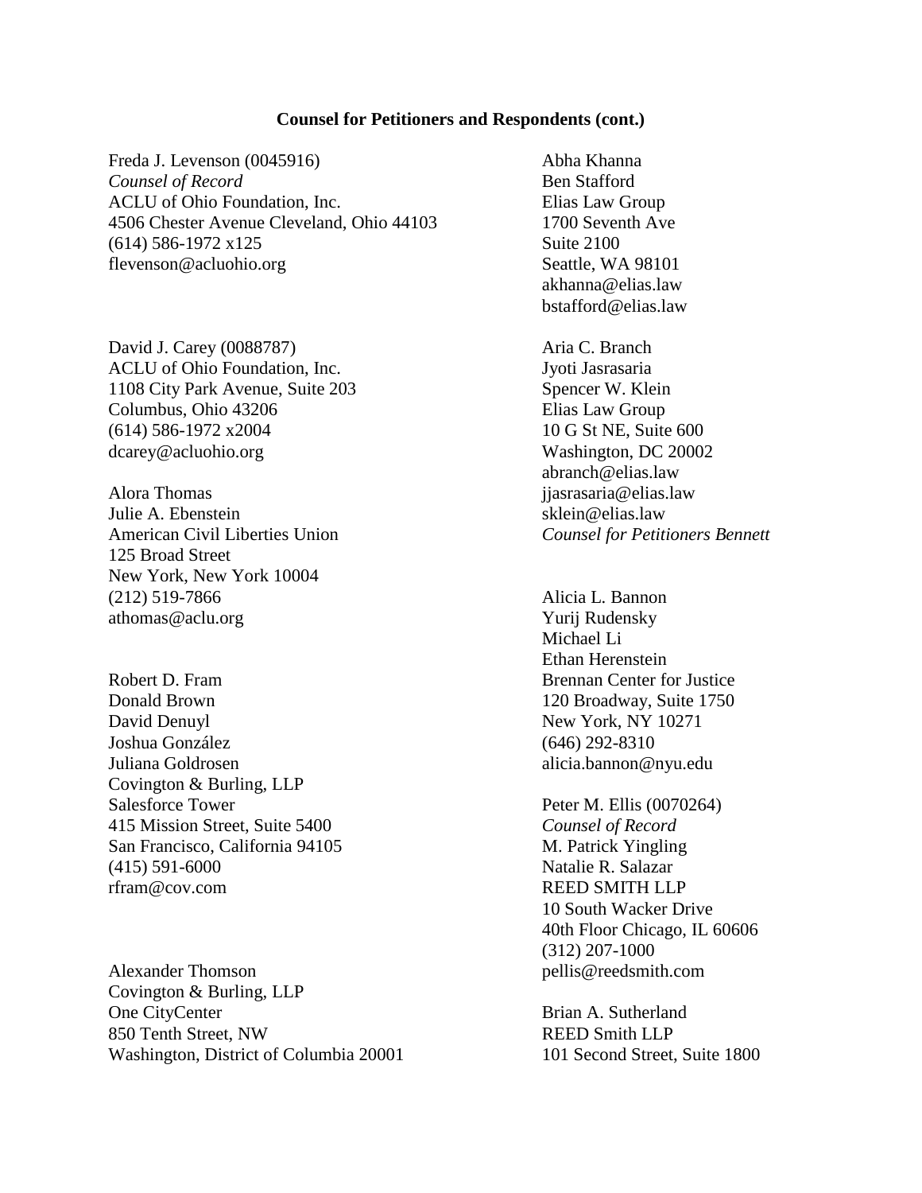**Counsel for Petitioners and Respondents (cont.)**

Freda J. Levenson (0045916)
*Counsel of Record*
ACLU of Ohio Foundation, Inc.
4506 Chester Avenue Cleveland, Ohio 44103
(614) 586-1972 x125
flevenson@acluohio.org

David J. Carey (0088787)
ACLU of Ohio Foundation, Inc.
1108 City Park Avenue, Suite 203
Columbus, Ohio 43206
(614) 586-1972 x2004
dcarey@acluohio.org

Alora Thomas
Julie A. Ebenstein
American Civil Liberties Union
125 Broad Street
New York, New York 10004
(212) 519-7866
athomas@aclu.org

Robert D. Fram
Donald Brown
David Denuyl
Joshua González
Juliana Goldrosen
Covington & Burling, LLP
Salesforce Tower
415 Mission Street, Suite 5400
San Francisco, California 94105
(415) 591-6000
rfram@cov.com

Alexander Thomson
Covington & Burling, LLP
One CityCenter
850 Tenth Street, NW
Washington, District of Columbia 20001

Abha Khanna
Ben Stafford
Elias Law Group
1700 Seventh Ave
Suite 2100
Seattle, WA 98101
akhanna@elias.law
bstafford@elias.law

Aria C. Branch
Jyoti Jasrasaria
Spencer W. Klein
Elias Law Group
10 G St NE, Suite 600
Washington, DC 20002
abranch@elias.law
jjasrasaria@elias.law
sklein@elias.law
*Counsel for Petitioners Bennett*

Alicia L. Bannon
Yurij Rudensky
Michael Li
Ethan Herenstein
Brennan Center for Justice
120 Broadway, Suite 1750
New York, NY 10271
(646) 292-8310
alicia.bannon@nyu.edu

Peter M. Ellis (0070264)
*Counsel of Record*
M. Patrick Yingling
Natalie R. Salazar
REED SMITH LLP
10 South Wacker Drive
40th Floor Chicago, IL 60606
(312) 207-1000
pellis@reedsmith.com

Brian A. Sutherland
REED Smith LLP
101 Second Street, Suite 1800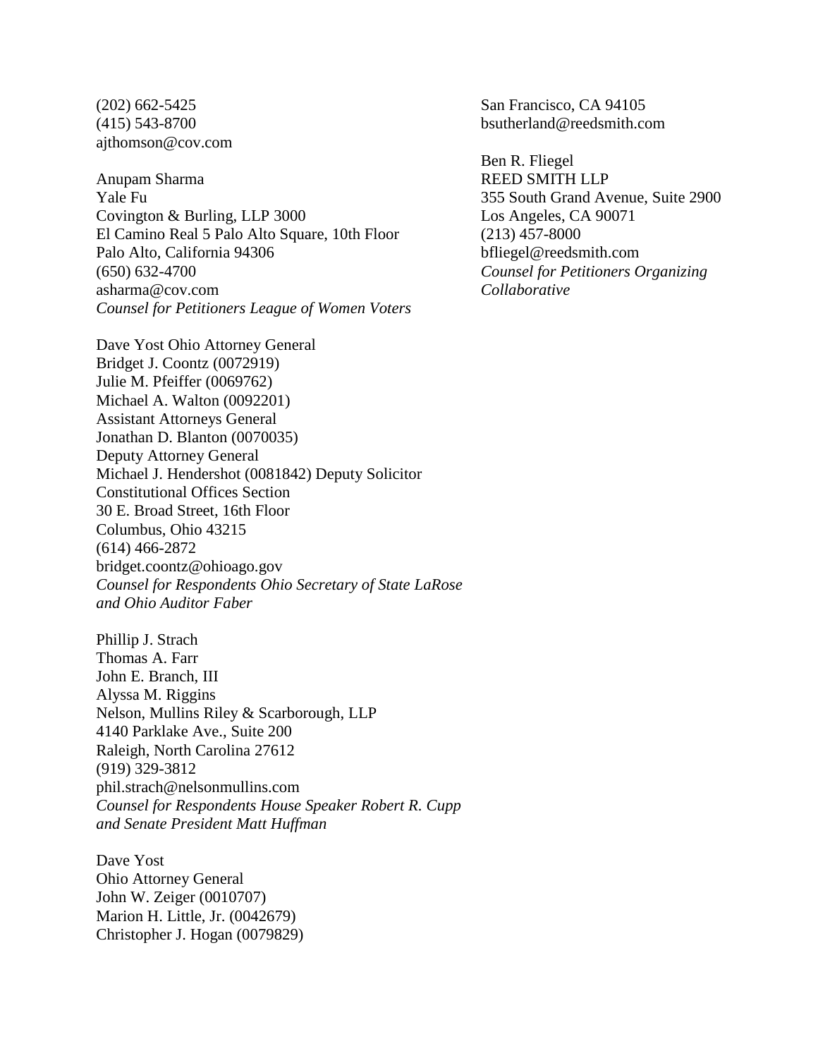(202) 662-5425
(415) 543-8700
ajthomson@cov.com

Anupam Sharma
Yale Fu
Covington & Burling, LLP 3000
El Camino Real 5 Palo Alto Square, 10th Floor
Palo Alto, California 94306
(650) 632-4700
asharma@cov.com
*Counsel for Petitioners League of Women Voters*

Dave Yost Ohio Attorney General
Bridget J. Coontz (0072919)
Julie M. Pfeiffer (0069762)
Michael A. Walton (0092201)
Assistant Attorneys General
Jonathan D. Blanton (0070035)
Deputy Attorney General
Michael J. Hendershot (0081842) Deputy Solicitor
Constitutional Offices Section
30 E. Broad Street, 16th Floor
Columbus, Ohio 43215
(614) 466-2872
bridget.coontz@ohioago.gov
*Counsel for Respondents Ohio Secretary of State LaRose and Ohio Auditor Faber*

Phillip J. Strach
Thomas A. Farr
John E. Branch, III
Alyssa M. Riggins
Nelson, Mullins Riley & Scarborough, LLP
4140 Parklake Ave., Suite 200
Raleigh, North Carolina 27612
(919) 329-3812
phil.strach@nelsonmullins.com
*Counsel for Respondents House Speaker Robert R. Cupp and Senate President Matt Huffman*

Dave Yost
Ohio Attorney General
John W. Zeiger (0010707)
Marion H. Little, Jr. (0042679)
Christopher J. Hogan (0079829)

San Francisco, CA 94105
bsutherland@reedsmith.com

Ben R. Fliegel
REED SMITH LLP
355 South Grand Avenue, Suite 2900
Los Angeles, CA 90071
(213) 457-8000
bfliegel@reedsmith.com
*Counsel for Petitioners Organizing Collaborative*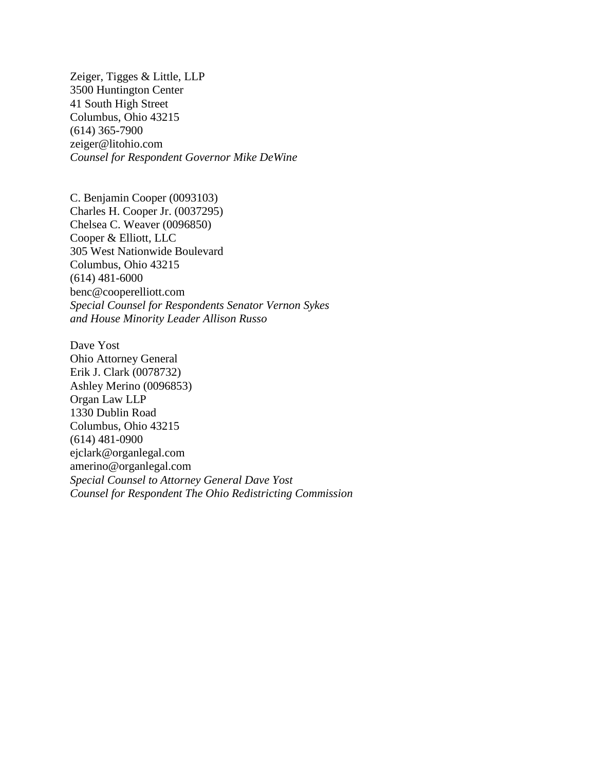Zeiger, Tigges & Little, LLP
3500 Huntington Center
41 South High Street
Columbus, Ohio 43215
(614) 365-7900
zeiger@litohio.com
*Counsel for Respondent Governor Mike DeWine*

C. Benjamin Cooper (0093103)
Charles H. Cooper Jr. (0037295)
Chelsea C. Weaver (0096850)
Cooper & Elliott, LLC
305 West Nationwide Boulevard
Columbus, Ohio 43215
(614) 481-6000
benc@cooperelliott.com
*Special Counsel for Respondents Senator Vernon Sykes and House Minority Leader Allison Russo*

Dave Yost
Ohio Attorney General
Erik J. Clark (0078732)
Ashley Merino (0096853)
Organ Law LLP
1330 Dublin Road
Columbus, Ohio 43215
(614) 481-0900
ejclark@organlegal.com
amerino@organlegal.com
*Special Counsel to Attorney General Dave Yost*
*Counsel for Respondent The Ohio Redistricting Commission*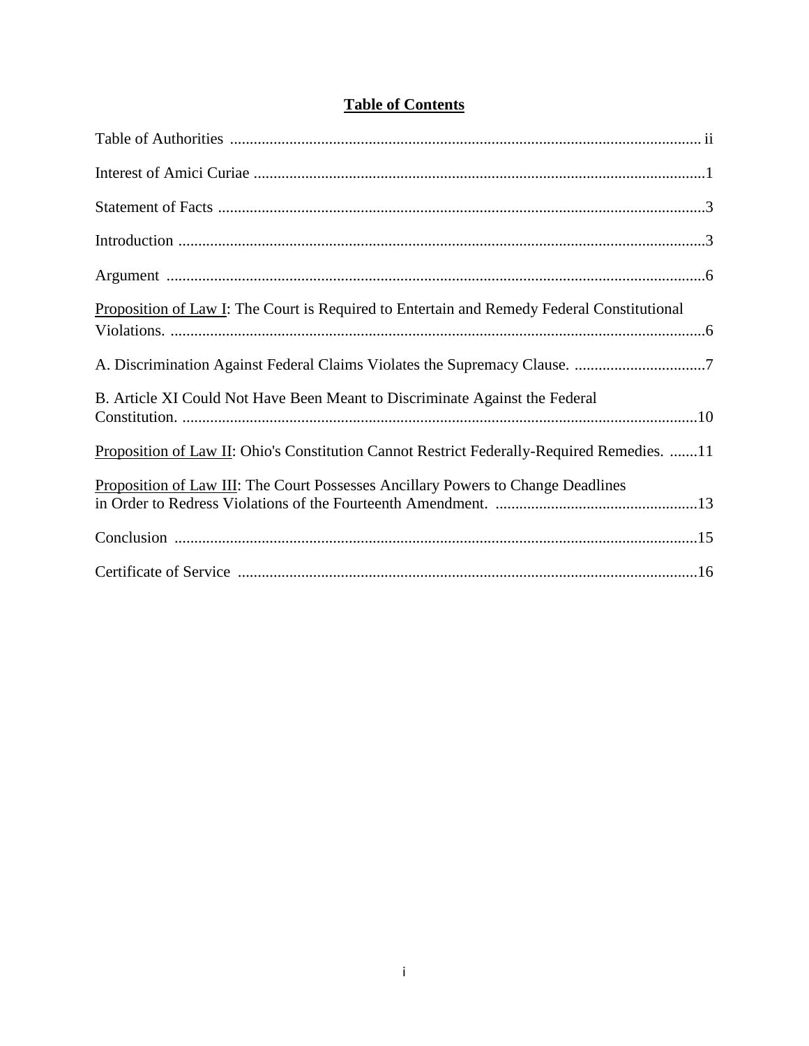## Table of Contents

Table of Authorities ........................................................................................................ ii

Interest of Amici Curiae ..................................................................................................1

Statement of Facts ...........................................................................................................3

Introduction .....................................................................................................................3

Argument .........................................................................................................................6

Proposition of Law I: The Court is Required to Entertain and Remedy Federal Constitutional Violations. .......................................................................................................................6

A. Discrimination Against Federal Claims Violates the Supremacy Clause. .................................7

B. Article XI Could Not Have Been Meant to Discriminate Against the Federal Constitution. ..................................................................................................................10

Proposition of Law II: Ohio's Constitution Cannot Restrict Federally-Required Remedies. .......11

Proposition of Law III: The Court Possesses Ancillary Powers to Change Deadlines in Order to Redress Violations of the Fourteenth Amendment. ...................................................13

Conclusion .....................................................................................................................15

Certificate of Service ......................................................................................................16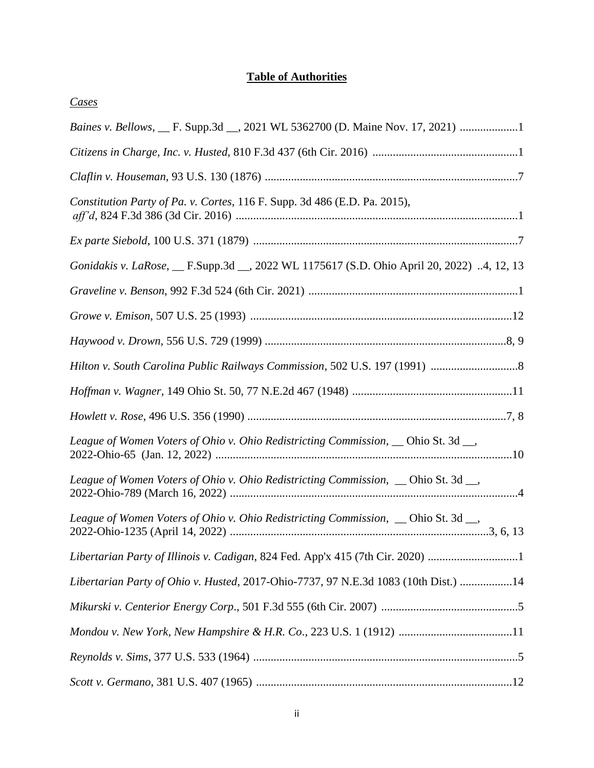# **Table of Authorities**

*Cases*

*Baines v. Bellows*, __ F. Supp.3d __, 2021 WL 5362700 (D. Maine Nov. 17, 2021) ....................1

*Citizens in Charge, Inc. v. Husted*, 810 F.3d 437 (6th Cir. 2016) ..................................................1

*Claflin v. Houseman*, 93 U.S. 130 (1876) .......................................................................................7

*Constitution Party of Pa. v. Cortes*, 116 F. Supp. 3d 486 (E.D. Pa. 2015), *aff'd*, 824 F.3d 386 (3d Cir. 2016) ................................................................................................1

*Ex parte Siebold*, 100 U.S. 371 (1879) ...........................................................................................7

*Gonidakis v. LaRose*, __ F.Supp.3d __, 2022 WL 1175617 (S.D. Ohio April 20, 2022) ..4, 12, 13

*Graveline v. Benson*, 992 F.3d 524 (6th Cir. 2021) ........................................................................1

*Growe v. Emison*, 507 U.S. 25 (1993) ..........................................................................................12

*Haywood v. Drown*, 556 U.S. 729 (1999) ...................................................................................8, 9

*Hilton v. South Carolina Public Railways Commission*, 502 U.S. 197 (1991) ..............................8

*Hoffman v. Wagner*, 149 Ohio St. 50, 77 N.E.2d 467 (1948) .......................................................11

*Howlett v. Rose*, 496 U.S. 356 (1990) .........................................................................................7, 8

*League of Women Voters of Ohio v. Ohio Redistricting Commission*, __ Ohio St. 3d __, 2022-Ohio-65 (Jan. 12, 2022) ......................................................................................................10

*League of Women Voters of Ohio v. Ohio Redistricting Commission*, __ Ohio St. 3d __, 2022-Ohio-789 (March 16, 2022) ..................................................................................................4

*League of Women Voters of Ohio v. Ohio Redistricting Commission*, __ Ohio St. 3d __, 2022-Ohio-1235 (April 14, 2022) .......................................................................................3, 6, 13

*Libertarian Party of Illinois v. Cadigan*, 824 Fed. App'x 415 (7th Cir. 2020) ...............................1

*Libertarian Party of Ohio v. Husted*, 2017-Ohio-7737, 97 N.E.3d 1083 (10th Dist.) ..................14

*Mikurski v. Centerior Energy Corp.*, 501 F.3d 555 (6th Cir. 2007) ...............................................5

*Mondou v. New York, New Hampshire & H.R. Co.*, 223 U.S. 1 (1912) .......................................11

*Reynolds v. Sims*, 377 U.S. 533 (1964) ...........................................................................................5

*Scott v. Germano*, 381 U.S. 407 (1965) .......................................................................................12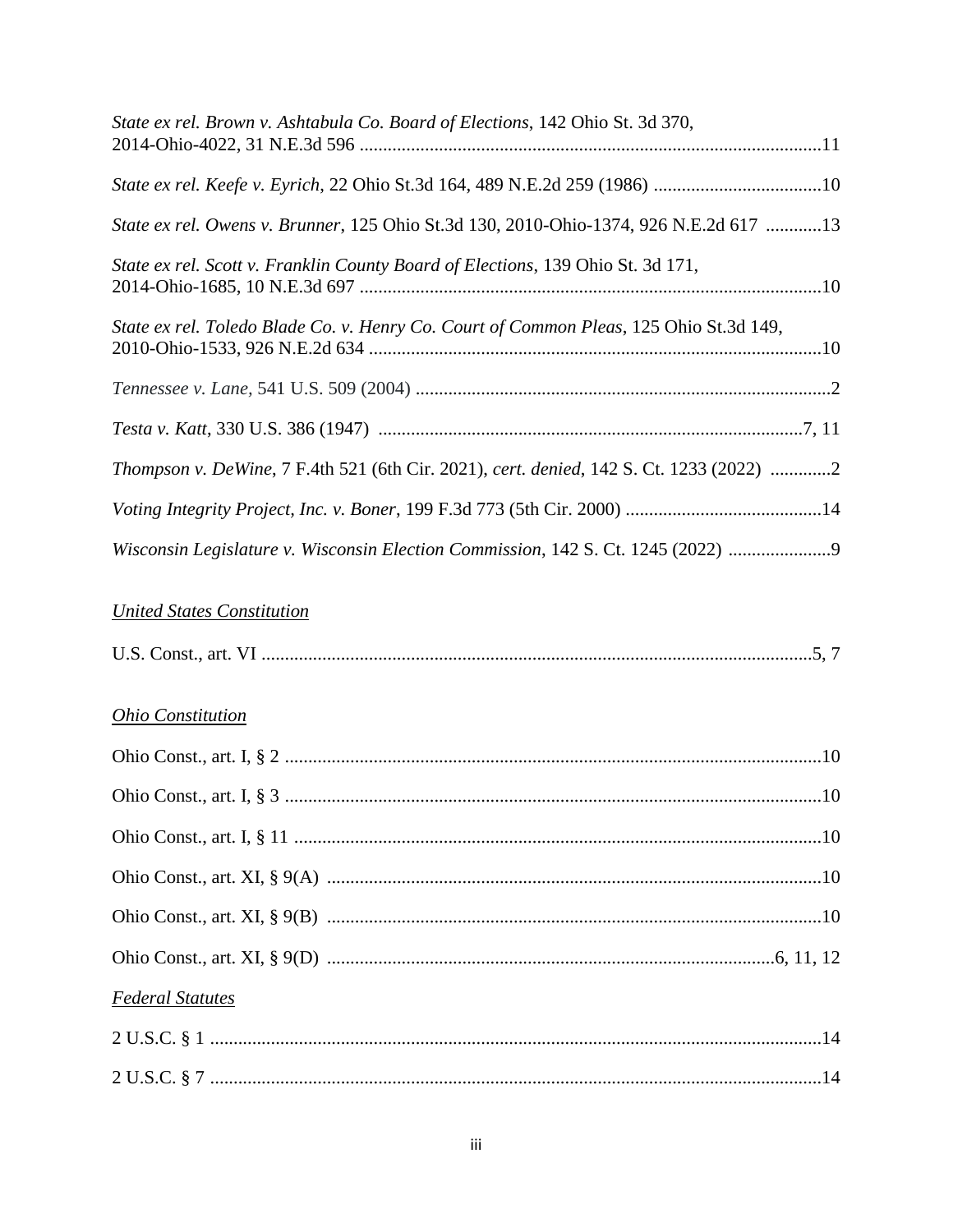*State ex rel. Brown v. Ashtabula Co. Board of Elections*, 142 Ohio St. 3d 370, 2014-Ohio-4022, 31 N.E.3d 596 ....................................................................................................11

*State ex rel. Keefe v. Eyrich*, 22 Ohio St.3d 164, 489 N.E.2d 259 (1986) ....................................10

*State ex rel. Owens v. Brunner*, 125 Ohio St.3d 130, 2010-Ohio-1374, 926 N.E.2d 617 ............13

*State ex rel. Scott v. Franklin County Board of Elections*, 139 Ohio St. 3d 171, 2014-Ohio-1685, 10 N.E.3d 697 ..................................................................................................10

*State ex rel. Toledo Blade Co. v. Henry Co. Court of Common Pleas*, 125 Ohio St.3d 149, 2010-Ohio-1533, 926 N.E.2d 634 ................................................................................................10

*Tennessee v. Lane,* 541 U.S. 509 (2004) ........................................................................................2

*Testa v. Katt*, 330 U.S. 386 (1947) ..........................................................................................7, 11

*Thompson v. DeWine*, 7 F.4th 521 (6th Cir. 2021), *cert. denied*, 142 S. Ct. 1233 (2022) .............2

*Voting Integrity Project, Inc. v. Boner*, 199 F.3d 773 (5th Cir. 2000) ..........................................14

*Wisconsin Legislature v. Wisconsin Election Commission*, 142 S. Ct. 1245 (2022) ......................9

*United States Constitution*

U.S. Const., art. VI ....................................................................................................................5, 7

*Ohio Constitution*

Ohio Const., art. I, § 2 ..................................................................................................................10

Ohio Const., art. I, § 3 ..................................................................................................................10

Ohio Const., art. I, § 11 ................................................................................................................10

Ohio Const., art. XI, § 9(A) .........................................................................................................10

Ohio Const., art. XI, § 9(B) .........................................................................................................10

Ohio Const., art. XI, § 9(D) .............................................................................................6, 11, 12

*Federal Statutes*

2 U.S.C. § 1 ..................................................................................................................................14

2 U.S.C. § 7 ..................................................................................................................................14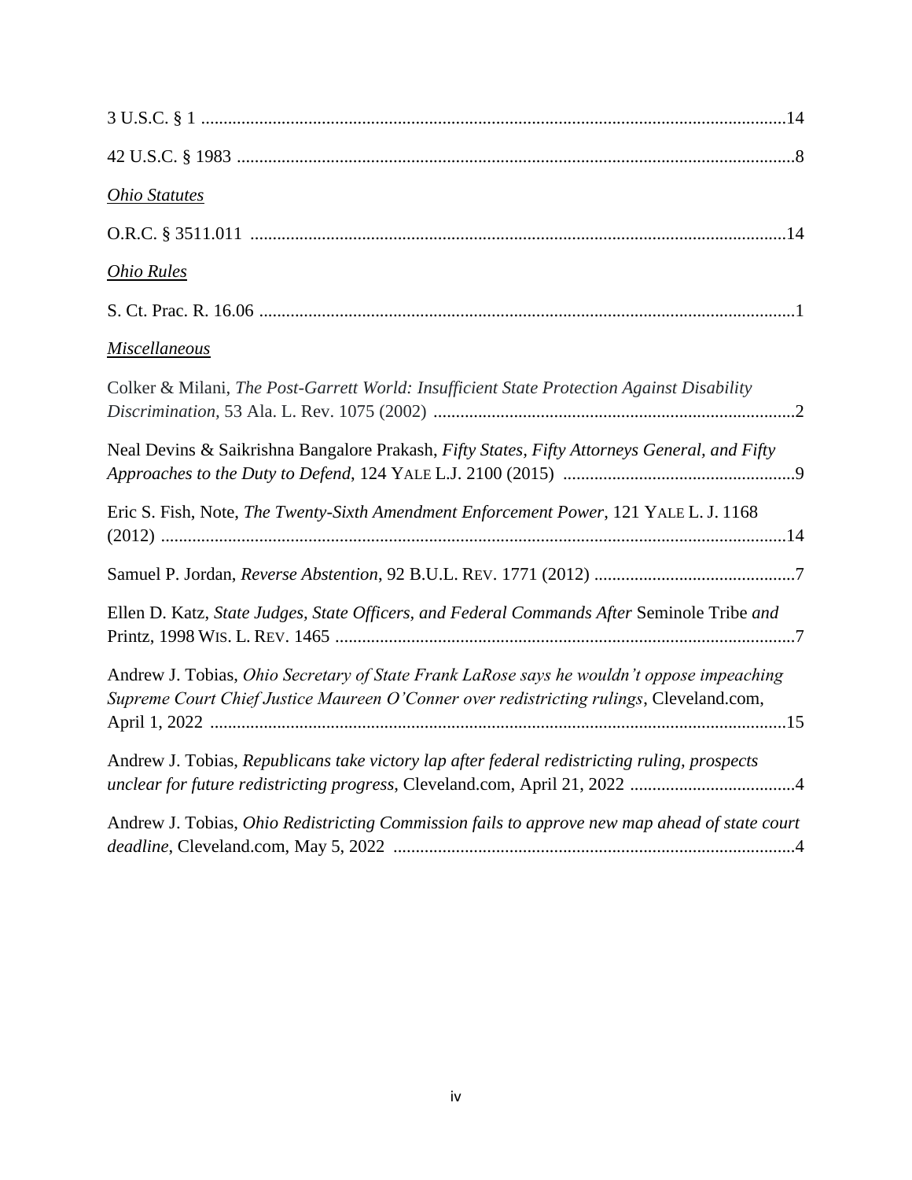3 U.S.C. § 1 ....................................................................................................................14

42 U.S.C. § 1983 ..............................................................................................................8

*Ohio Statutes*

O.R.C. § 3511.011 .........................................................................................................14

*Ohio Rules*

S. Ct. Prac. R. 16.06 .........................................................................................................1

*Miscellaneous*

Colker & Milani, *The Post-Garrett World: Insufficient State Protection Against Disability Discrimination,* 53 Ala. L. Rev. 1075 (2002) ..................................................................................2

Neal Devins & Saikrishna Bangalore Prakash, *Fifty States, Fifty Attorneys General, and Fifty Approaches to the Duty to Defend*, 124 YALE L.J. 2100 (2015) ....................................................9

Eric S. Fish, Note, *The Twenty-Sixth Amendment Enforcement Power*, 121 YALE L. J. 1168 (2012) ..........................................................................................................................................14

Samuel P. Jordan, *Reverse Abstention*, 92 B.U.L. REV. 1771 (2012) .............................................7

Ellen D. Katz, *State Judges, State Officers, and Federal Commands After* Seminole Tribe *and* Printz, 1998 WIS. L. REV. 1465 .......................................................................................................7

Andrew J. Tobias, *Ohio Secretary of State Frank LaRose says he wouldn't oppose impeaching Supreme Court Chief Justice Maureen O'Conner over redistricting rulings*, Cleveland.com, April 1, 2022 .................................................................................................................................15

Andrew J. Tobias, *Republicans take victory lap after federal redistricting ruling, prospects unclear for future redistricting progress*, Cleveland.com, April 21, 2022 .....................................4

Andrew J. Tobias, *Ohio Redistricting Commission fails to approve new map ahead of state court deadline*, Cleveland.com, May 5, 2022 ..........................................................................................4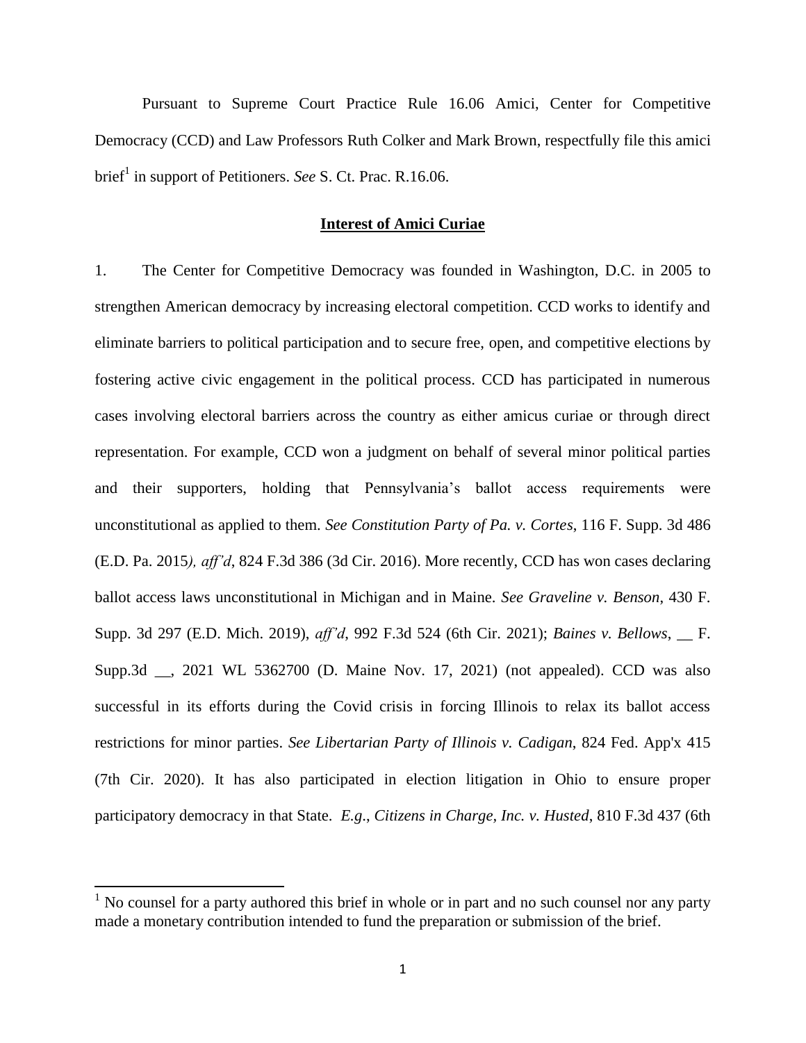Pursuant to Supreme Court Practice Rule 16.06 Amici, Center for Competitive Democracy (CCD) and Law Professors Ruth Colker and Mark Brown, respectfully file this amici brief[1] in support of Petitioners. *See* S. Ct. Prac. R.16.06.

## **Interest of Amici Curiae**

1. The Center for Competitive Democracy was founded in Washington, D.C. in 2005 to strengthen American democracy by increasing electoral competition. CCD works to identify and eliminate barriers to political participation and to secure free, open, and competitive elections by fostering active civic engagement in the political process. CCD has participated in numerous cases involving electoral barriers across the country as either amicus curiae or through direct representation. For example, CCD won a judgment on behalf of several minor political parties and their supporters, holding that Pennsylvania's ballot access requirements were unconstitutional as applied to them. *See Constitution Party of Pa. v. Cortes*, 116 F. Supp. 3d 486 (E.D. Pa. 2015*), aff'd*, 824 F.3d 386 (3d Cir. 2016). More recently, CCD has won cases declaring ballot access laws unconstitutional in Michigan and in Maine. *See Graveline v. Benson*, 430 F. Supp. 3d 297 (E.D. Mich. 2019), *aff'd*, 992 F.3d 524 (6th Cir. 2021); *Baines v. Bellows*, __ F. Supp.3d __, 2021 WL 5362700 (D. Maine Nov. 17, 2021) (not appealed). CCD was also successful in its efforts during the Covid crisis in forcing Illinois to relax its ballot access restrictions for minor parties. *See Libertarian Party of Illinois v. Cadigan,* 824 Fed. App'x 415 (7th Cir. 2020). It has also participated in election litigation in Ohio to ensure proper participatory democracy in that State. *E.g*., *Citizens in Charge, Inc. v. Husted*, 810 F.3d 437 (6th

[1] No counsel for a party authored this brief in whole or in part and no such counsel nor any party made a monetary contribution intended to fund the preparation or submission of the brief.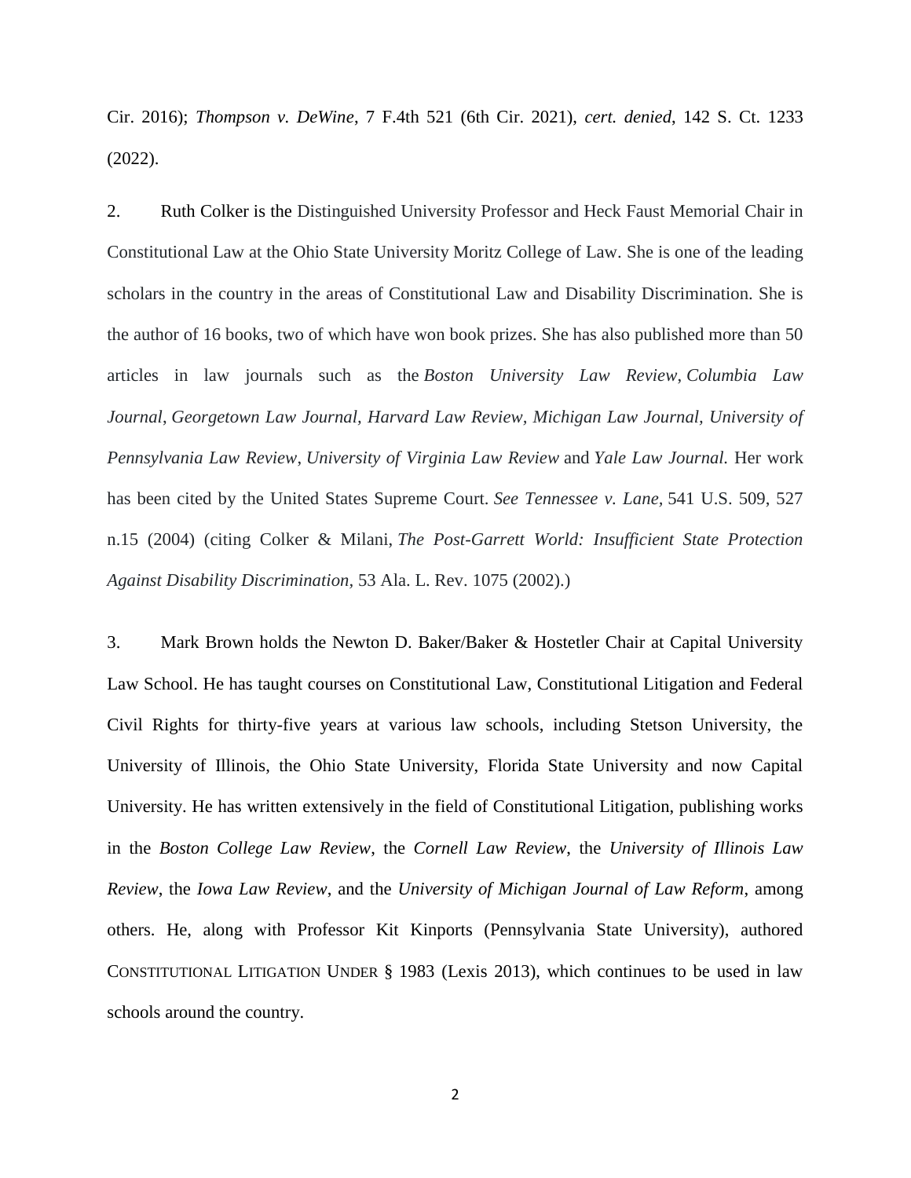Cir. 2016); *Thompson v. DeWine*, 7 F.4th 521 (6th Cir. 2021), *cert. denied*, 142 S. Ct. 1233 (2022).

2. Ruth Colker is the Distinguished University Professor and Heck Faust Memorial Chair in Constitutional Law at the Ohio State University Moritz College of Law. She is one of the leading scholars in the country in the areas of Constitutional Law and Disability Discrimination. She is the author of 16 books, two of which have won book prizes. She has also published more than 50 articles in law journals such as the *Boston University Law Review*, *Columbia Law Journal*, *Georgetown Law Journal*, *Harvard Law Review*, *Michigan Law Journal*, *University of Pennsylvania Law Review*, *University of Virginia Law Review* and *Yale Law Journal.* Her work has been cited by the United States Supreme Court. *See Tennessee v. Lane*, 541 U.S. 509, 527 n.15 (2004) (citing Colker & Milani, *The Post-Garrett World: Insufficient State Protection Against Disability Discrimination*, 53 Ala. L. Rev. 1075 (2002).)

3. Mark Brown holds the Newton D. Baker/Baker & Hostetler Chair at Capital University Law School. He has taught courses on Constitutional Law, Constitutional Litigation and Federal Civil Rights for thirty-five years at various law schools, including Stetson University, the University of Illinois, the Ohio State University, Florida State University and now Capital University. He has written extensively in the field of Constitutional Litigation, publishing works in the *Boston College Law Review*, the *Cornell Law Review*, the *University of Illinois Law Review*, the *Iowa Law Review*, and the *University of Michigan Journal of Law Reform*, among others. He, along with Professor Kit Kinports (Pennsylvania State University), authored CONSTITUTIONAL LITIGATION UNDER § 1983 (Lexis 2013), which continues to be used in law schools around the country.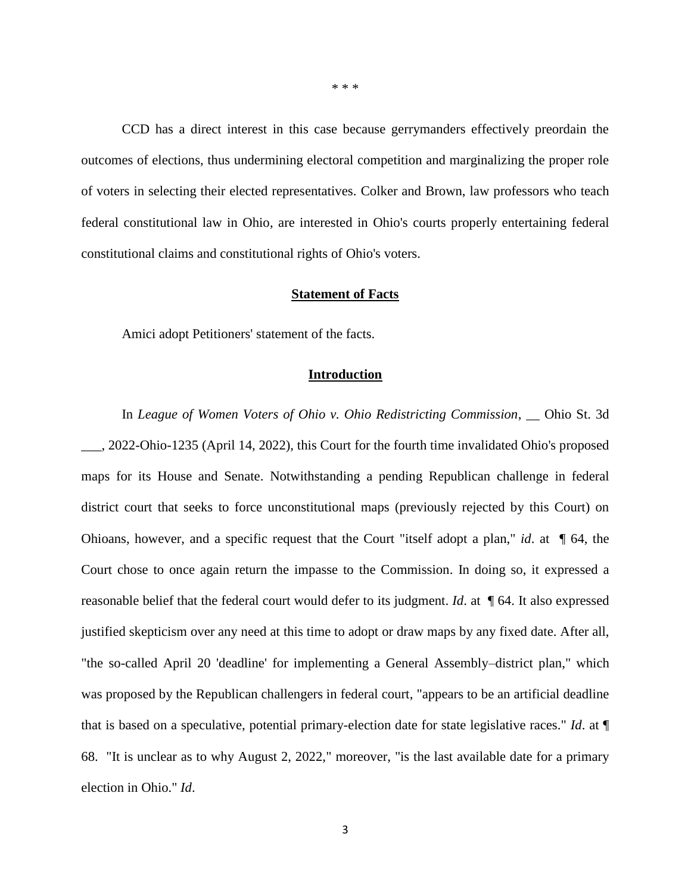* * *

CCD has a direct interest in this case because gerrymanders effectively preordain the outcomes of elections, thus undermining electoral competition and marginalizing the proper role of voters in selecting their elected representatives. Colker and Brown, law professors who teach federal constitutional law in Ohio, are interested in Ohio's courts properly entertaining federal constitutional claims and constitutional rights of Ohio's voters.

## Statement of Facts

Amici adopt Petitioners' statement of the facts.

## Introduction

In *League of Women Voters of Ohio v. Ohio Redistricting Commission*, __ Ohio St. 3d ___, 2022-Ohio-1235 (April 14, 2022), this Court for the fourth time invalidated Ohio's proposed maps for its House and Senate. Notwithstanding a pending Republican challenge in federal district court that seeks to force unconstitutional maps (previously rejected by this Court) on Ohioans, however, and a specific request that the Court "itself adopt a plan," *id*. at ¶ 64, the Court chose to once again return the impasse to the Commission. In doing so, it expressed a reasonable belief that the federal court would defer to its judgment. *Id*. at ¶ 64. It also expressed justified skepticism over any need at this time to adopt or draw maps by any fixed date. After all, "the so-called April 20 'deadline' for implementing a General Assembly–district plan," which was proposed by the Republican challengers in federal court, "appears to be an artificial deadline that is based on a speculative, potential primary-election date for state legislative races." *Id*. at ¶ 68. "It is unclear as to why August 2, 2022," moreover, "is the last available date for a primary election in Ohio." *Id*.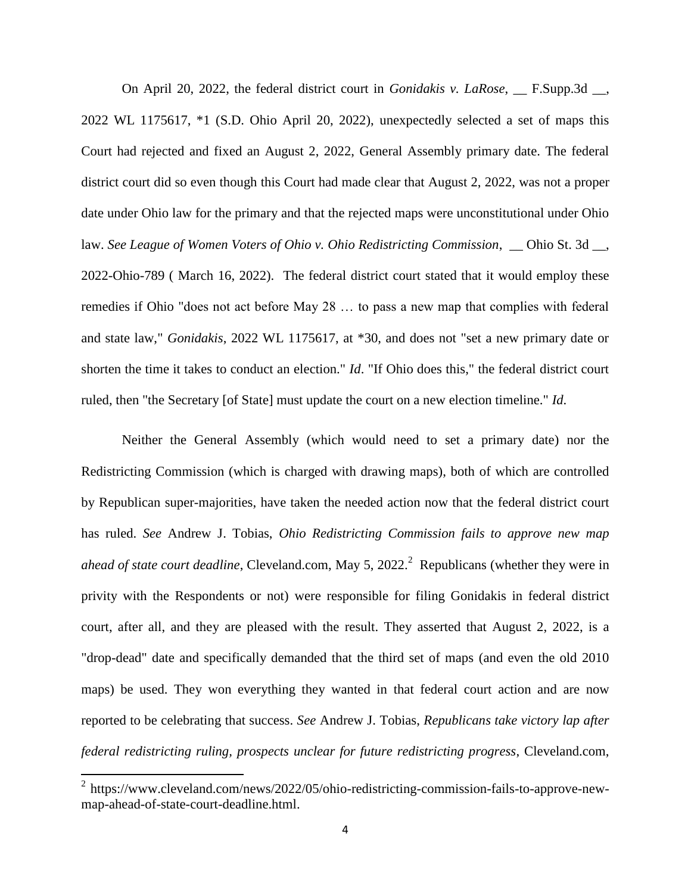On April 20, 2022, the federal district court in *Gonidakis v. LaRose*, __ F.Supp.3d __, 2022 WL 1175617, *1 (S.D. Ohio April 20, 2022), unexpectedly selected a set of maps this Court had rejected and fixed an August 2, 2022, General Assembly primary date. The federal district court did so even though this Court had made clear that August 2, 2022, was not a proper date under Ohio law for the primary and that the rejected maps were unconstitutional under Ohio law. *See League of Women Voters of Ohio v. Ohio Redistricting Commission*, __ Ohio St. 3d __, 2022-Ohio-789 ( March 16, 2022). The federal district court stated that it would employ these remedies if Ohio "does not act before May 28 … to pass a new map that complies with federal and state law," *Gonidakis*, 2022 WL 1175617, at *30, and does not "set a new primary date or shorten the time it takes to conduct an election." *Id*. "If Ohio does this," the federal district court ruled, then "the Secretary [of State] must update the court on a new election timeline." *Id*.

Neither the General Assembly (which would need to set a primary date) nor the Redistricting Commission (which is charged with drawing maps), both of which are controlled by Republican super-majorities, have taken the needed action now that the federal district court has ruled. *See* Andrew J. Tobias, *Ohio Redistricting Commission fails to approve new map ahead of state court deadline*, Cleveland.com, May 5, 2022.[2] Republicans (whether they were in privity with the Respondents or not) were responsible for filing Gonidakis in federal district court, after all, and they are pleased with the result. They asserted that August 2, 2022, is a "drop-dead" date and specifically demanded that the third set of maps (and even the old 2010 maps) be used. They won everything they wanted in that federal court action and are now reported to be celebrating that success. *See* Andrew J. Tobias, *Republicans take victory lap after federal redistricting ruling, prospects unclear for future redistricting progress*, Cleveland.com,

---

[2] https://www.cleveland.com/news/2022/05/ohio-redistricting-commission-fails-to-approve-new-map-ahead-of-state-court-deadline.html.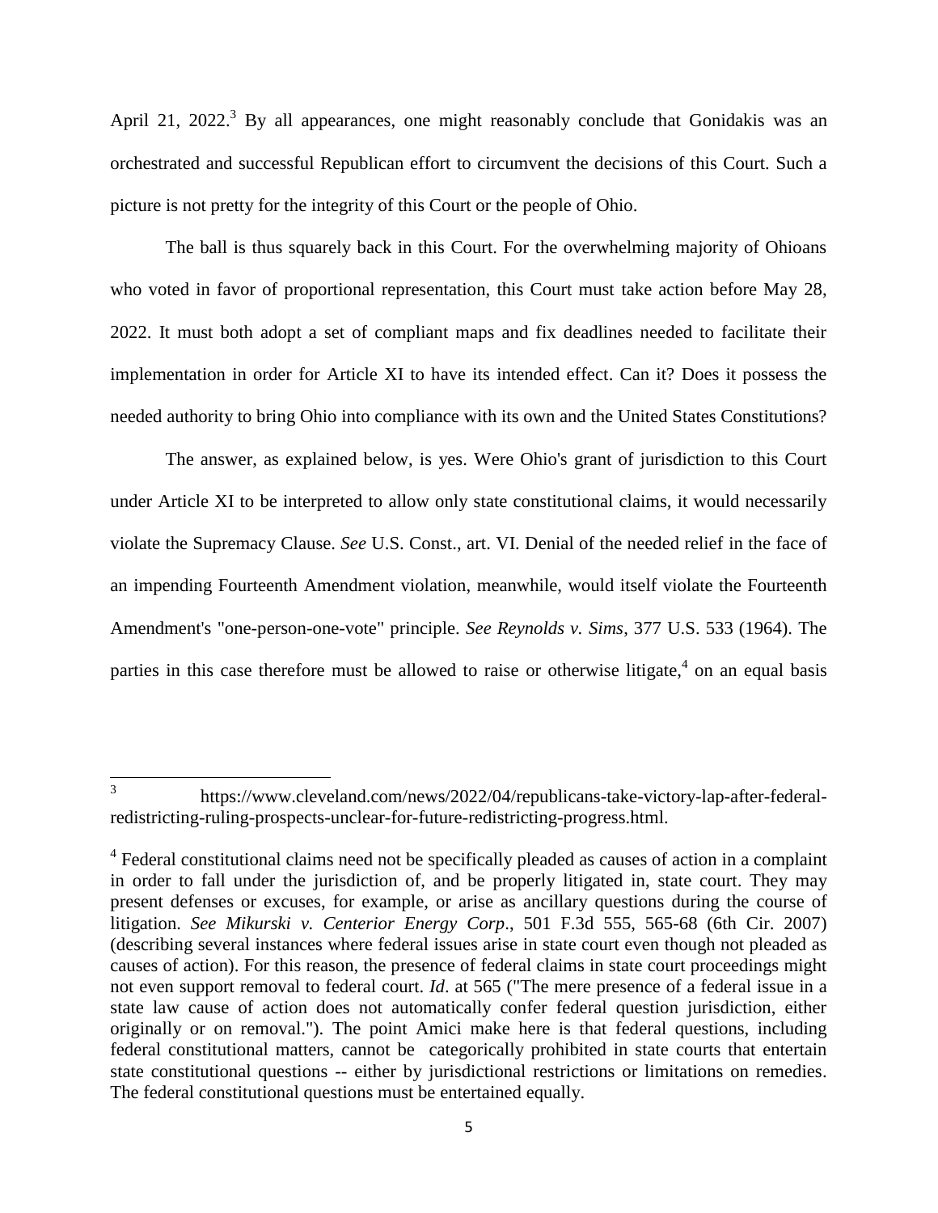April 21, 2022.[3] By all appearances, one might reasonably conclude that Gonidakis was an orchestrated and successful Republican effort to circumvent the decisions of this Court. Such a picture is not pretty for the integrity of this Court or the people of Ohio.

The ball is thus squarely back in this Court. For the overwhelming majority of Ohioans who voted in favor of proportional representation, this Court must take action before May 28, 2022. It must both adopt a set of compliant maps and fix deadlines needed to facilitate their implementation in order for Article XI to have its intended effect. Can it? Does it possess the needed authority to bring Ohio into compliance with its own and the United States Constitutions?

The answer, as explained below, is yes. Were Ohio's grant of jurisdiction to this Court under Article XI to be interpreted to allow only state constitutional claims, it would necessarily violate the Supremacy Clause. *See* U.S. Const., art. VI. Denial of the needed relief in the face of an impending Fourteenth Amendment violation, meanwhile, would itself violate the Fourteenth Amendment's "one-person-one-vote" principle. *See Reynolds v. Sims*, 377 U.S. 533 (1964). The parties in this case therefore must be allowed to raise or otherwise litigate,[4] on an equal basis

---

[3] https://www.cleveland.com/news/2022/04/republicans-take-victory-lap-after-federal-redistricting-ruling-prospects-unclear-for-future-redistricting-progress.html.

[4] Federal constitutional claims need not be specifically pleaded as causes of action in a complaint in order to fall under the jurisdiction of, and be properly litigated in, state court. They may present defenses or excuses, for example, or arise as ancillary questions during the course of litigation. *See Mikurski v. Centerior Energy Corp*., 501 F.3d 555, 565-68 (6th Cir. 2007) (describing several instances where federal issues arise in state court even though not pleaded as causes of action). For this reason, the presence of federal claims in state court proceedings might not even support removal to federal court. *Id*. at 565 ("The mere presence of a federal issue in a state law cause of action does not automatically confer federal question jurisdiction, either originally or on removal."). The point Amici make here is that federal questions, including federal constitutional matters, cannot be categorically prohibited in state courts that entertain state constitutional questions -- either by jurisdictional restrictions or limitations on remedies. The federal constitutional questions must be entertained equally.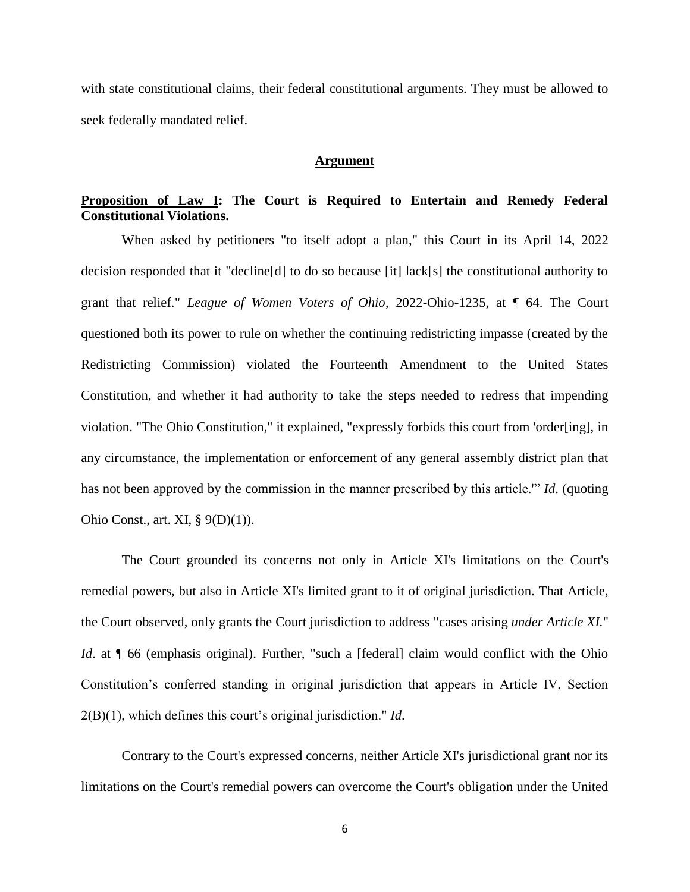with state constitutional claims, their federal constitutional arguments. They must be allowed to seek federally mandated relief.

## **Argument**

**Proposition of Law I: The Court is Required to Entertain and Remedy Federal Constitutional Violations.**

When asked by petitioners "to itself adopt a plan," this Court in its April 14, 2022 decision responded that it "decline[d] to do so because [it] lack[s] the constitutional authority to grant that relief." *League of Women Voters of Ohio*, 2022-Ohio-1235, at ¶ 64. The Court questioned both its power to rule on whether the continuing redistricting impasse (created by the Redistricting Commission) violated the Fourteenth Amendment to the United States Constitution, and whether it had authority to take the steps needed to redress that impending violation. "The Ohio Constitution," it explained, "expressly forbids this court from 'order[ing], in any circumstance, the implementation or enforcement of any general assembly district plan that has not been approved by the commission in the manner prescribed by this article.'" *Id.* (quoting Ohio Const., art. XI, § 9(D)(1)).

The Court grounded its concerns not only in Article XI's limitations on the Court's remedial powers, but also in Article XI's limited grant to it of original jurisdiction. That Article, the Court observed, only grants the Court jurisdiction to address "cases arising *under Article XI.*" *Id*. at ¶ 66 (emphasis original). Further, "such a [federal] claim would conflict with the Ohio Constitution's conferred standing in original jurisdiction that appears in Article IV, Section 2(B)(1), which defines this court's original jurisdiction." *Id*.

Contrary to the Court's expressed concerns, neither Article XI's jurisdictional grant nor its limitations on the Court's remedial powers can overcome the Court's obligation under the United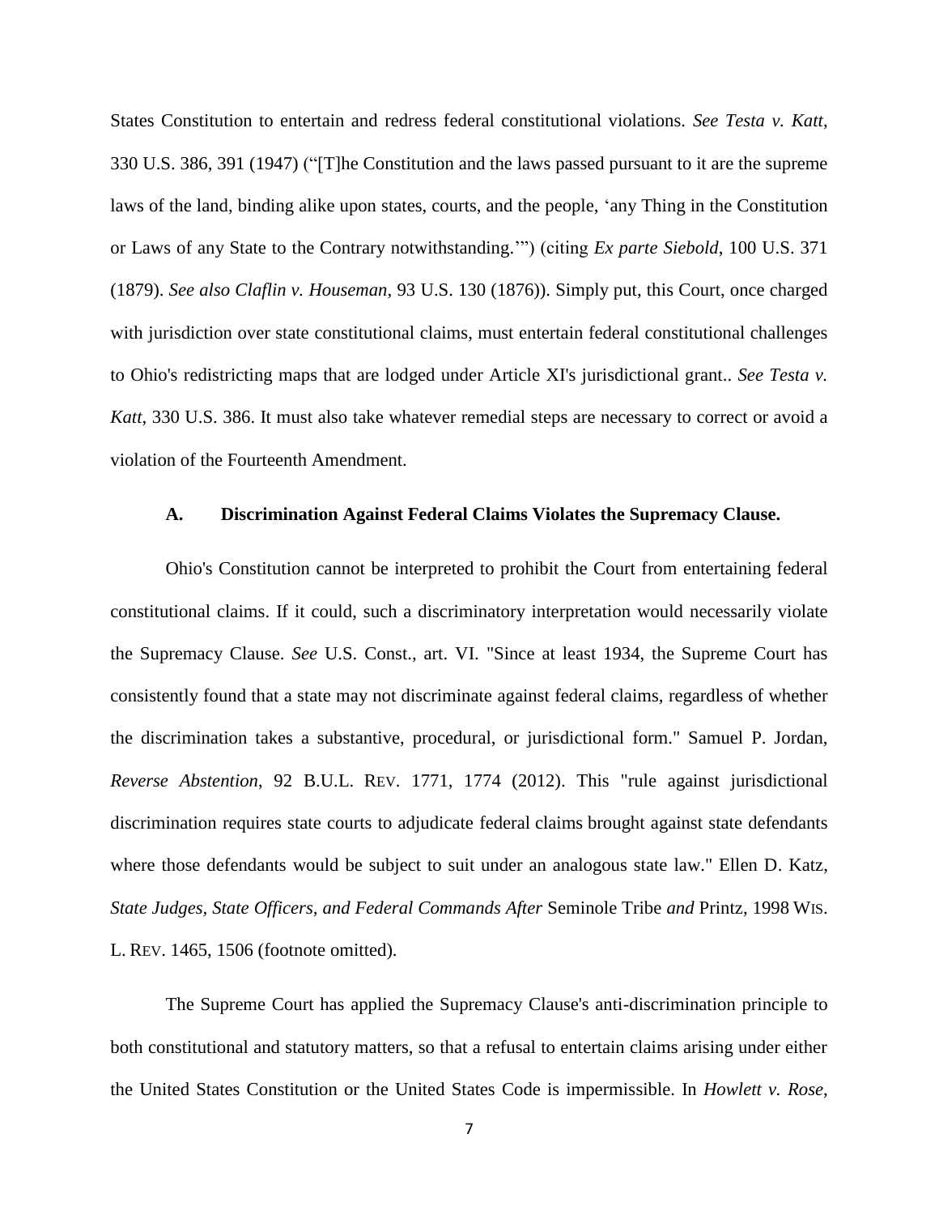States Constitution to entertain and redress federal constitutional violations. *See Testa v. Katt*, 330 U.S. 386, 391 (1947) ("[T]he Constitution and the laws passed pursuant to it are the supreme laws of the land, binding alike upon states, courts, and the people, 'any Thing in the Constitution or Laws of any State to the Contrary notwithstanding.'") (citing *Ex parte Siebold*, 100 U.S. 371 (1879). *See also Claflin v. Houseman*, 93 U.S. 130 (1876)). Simply put, this Court, once charged with jurisdiction over state constitutional claims, must entertain federal constitutional challenges to Ohio's redistricting maps that are lodged under Article XI's jurisdictional grant.. *See Testa v. Katt*, 330 U.S. 386. It must also take whatever remedial steps are necessary to correct or avoid a violation of the Fourteenth Amendment.

### A. Discrimination Against Federal Claims Violates the Supremacy Clause.

Ohio's Constitution cannot be interpreted to prohibit the Court from entertaining federal constitutional claims. If it could, such a discriminatory interpretation would necessarily violate the Supremacy Clause. *See* U.S. Const., art. VI. "Since at least 1934, the Supreme Court has consistently found that a state may not discriminate against federal claims, regardless of whether the discrimination takes a substantive, procedural, or jurisdictional form." Samuel P. Jordan, *Reverse Abstention*, 92 B.U.L. REV. 1771, 1774 (2012). This "rule against jurisdictional discrimination requires state courts to adjudicate federal claims brought against state defendants where those defendants would be subject to suit under an analogous state law." Ellen D. Katz, *State Judges, State Officers, and Federal Commands After* Seminole Tribe *and* Printz, 1998 WIS. L. REV. 1465, 1506 (footnote omitted).

The Supreme Court has applied the Supremacy Clause's anti-discrimination principle to both constitutional and statutory matters, so that a refusal to entertain claims arising under either the United States Constitution or the United States Code is impermissible. In *Howlett v. Rose*,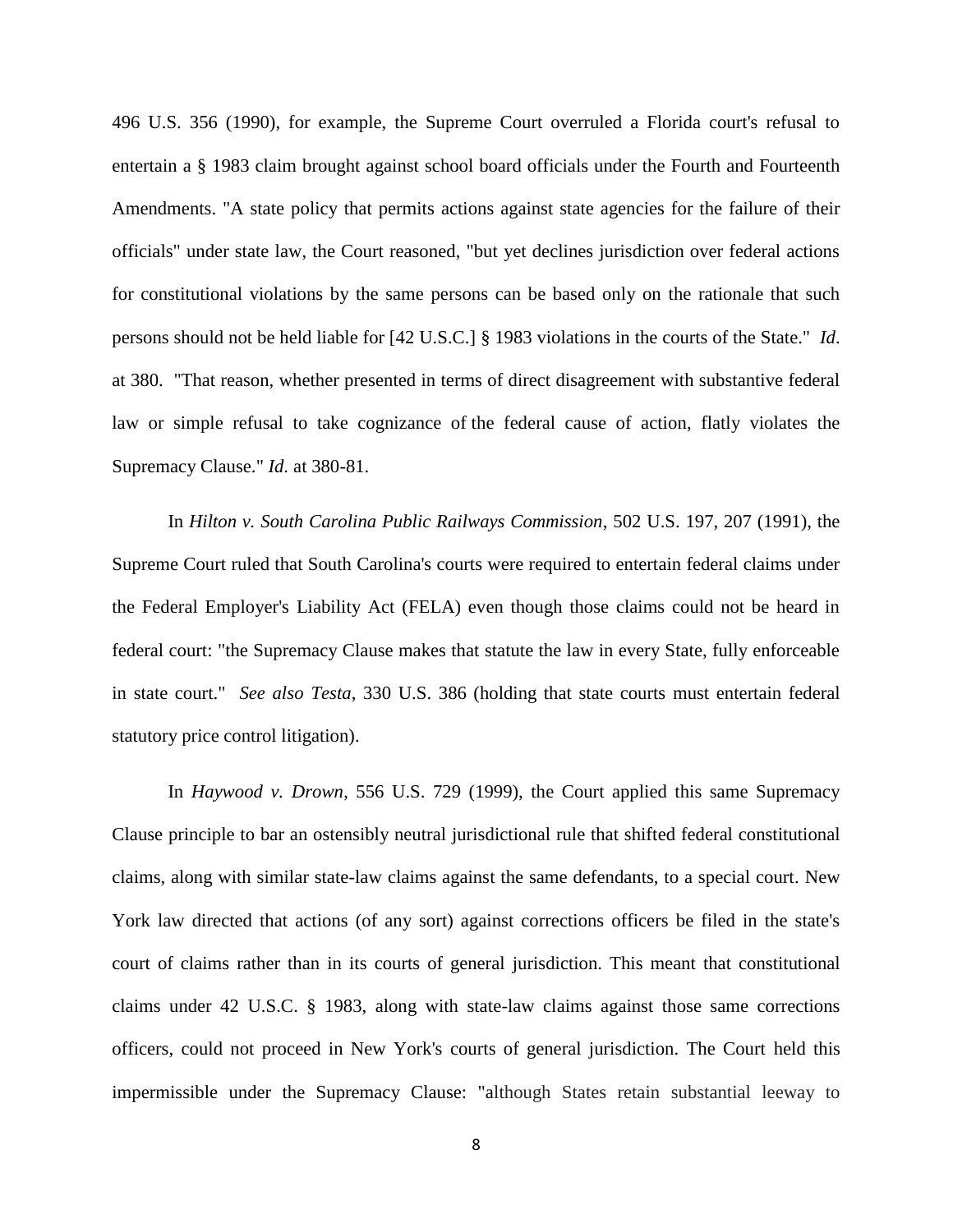496 U.S. 356 (1990), for example, the Supreme Court overruled a Florida court's refusal to entertain a § 1983 claim brought against school board officials under the Fourth and Fourteenth Amendments. "A state policy that permits actions against state agencies for the failure of their officials" under state law, the Court reasoned, "but yet declines jurisdiction over federal actions for constitutional violations by the same persons can be based only on the rationale that such persons should not be held liable for [42 U.S.C.] § 1983 violations in the courts of the State." *Id*. at 380. "That reason, whether presented in terms of direct disagreement with substantive federal law or simple refusal to take cognizance of the federal cause of action, flatly violates the Supremacy Clause." *Id*. at 380-81.

In *Hilton v. South Carolina Public Railways Commission*, 502 U.S. 197, 207 (1991), the Supreme Court ruled that South Carolina's courts were required to entertain federal claims under the Federal Employer's Liability Act (FELA) even though those claims could not be heard in federal court: "the Supremacy Clause makes that statute the law in every State, fully enforceable in state court." *See also Testa*, 330 U.S. 386 (holding that state courts must entertain federal statutory price control litigation).

In *Haywood v. Drown*, 556 U.S. 729 (1999), the Court applied this same Supremacy Clause principle to bar an ostensibly neutral jurisdictional rule that shifted federal constitutional claims, along with similar state-law claims against the same defendants, to a special court. New York law directed that actions (of any sort) against corrections officers be filed in the state's court of claims rather than in its courts of general jurisdiction. This meant that constitutional claims under 42 U.S.C. § 1983, along with state-law claims against those same corrections officers, could not proceed in New York's courts of general jurisdiction. The Court held this impermissible under the Supremacy Clause: "although States retain substantial leeway to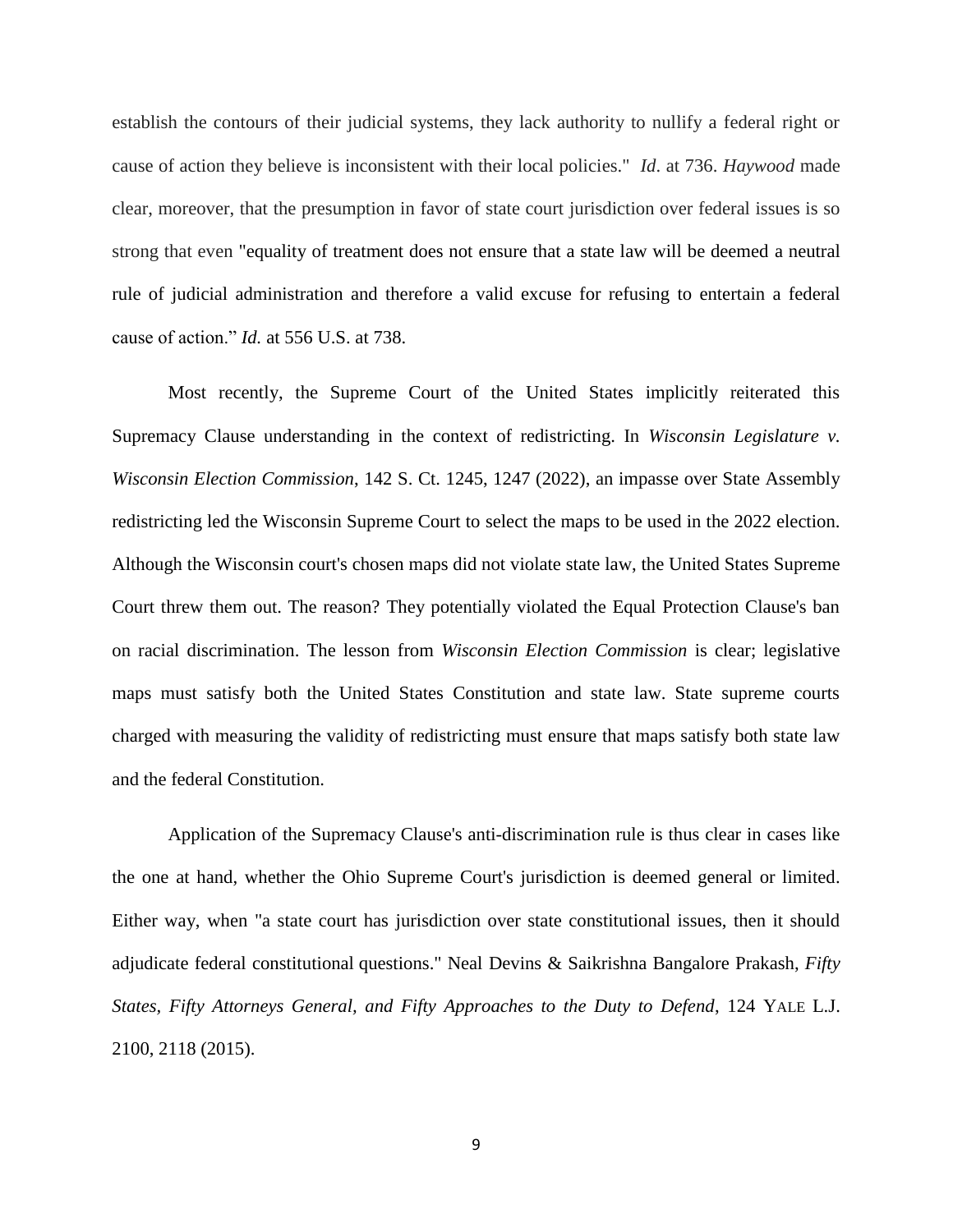establish the contours of their judicial systems, they lack authority to nullify a federal right or cause of action they believe is inconsistent with their local policies." *Id*. at 736. *Haywood* made clear, moreover, that the presumption in favor of state court jurisdiction over federal issues is so strong that even "equality of treatment does not ensure that a state law will be deemed a neutral rule of judicial administration and therefore a valid excuse for refusing to entertain a federal cause of action." *Id.* at 556 U.S. at 738.

Most recently, the Supreme Court of the United States implicitly reiterated this Supremacy Clause understanding in the context of redistricting. In *Wisconsin Legislature v. Wisconsin Election Commission*, 142 S. Ct. 1245, 1247 (2022), an impasse over State Assembly redistricting led the Wisconsin Supreme Court to select the maps to be used in the 2022 election. Although the Wisconsin court's chosen maps did not violate state law, the United States Supreme Court threw them out. The reason? They potentially violated the Equal Protection Clause's ban on racial discrimination. The lesson from *Wisconsin Election Commission* is clear; legislative maps must satisfy both the United States Constitution and state law. State supreme courts charged with measuring the validity of redistricting must ensure that maps satisfy both state law and the federal Constitution.

Application of the Supremacy Clause's anti-discrimination rule is thus clear in cases like the one at hand, whether the Ohio Supreme Court's jurisdiction is deemed general or limited. Either way, when "a state court has jurisdiction over state constitutional issues, then it should adjudicate federal constitutional questions." Neal Devins & Saikrishna Bangalore Prakash, *Fifty States, Fifty Attorneys General, and Fifty Approaches to the Duty to Defend*, 124 YALE L.J. 2100, 2118 (2015).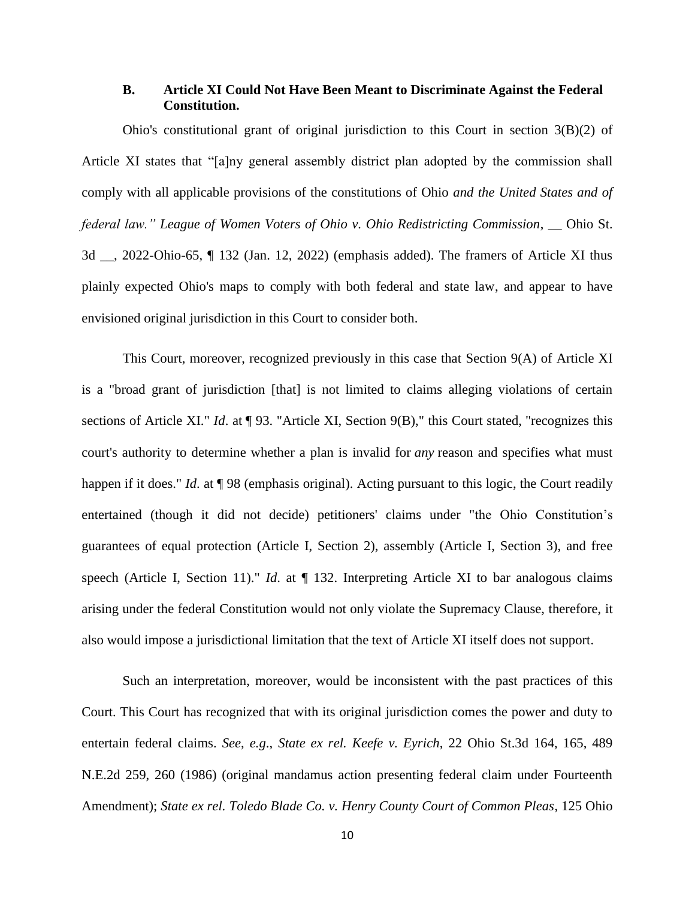### B. Article XI Could Not Have Been Meant to Discriminate Against the Federal Constitution.

Ohio's constitutional grant of original jurisdiction to this Court in section 3(B)(2) of Article XI states that "[a]ny general assembly district plan adopted by the commission shall comply with all applicable provisions of the constitutions of Ohio *and the United States and of federal law." League of Women Voters of Ohio v. Ohio Redistricting Commission*, __ Ohio St. 3d __, 2022-Ohio-65, ¶ 132 (Jan. 12, 2022) (emphasis added). The framers of Article XI thus plainly expected Ohio's maps to comply with both federal and state law, and appear to have envisioned original jurisdiction in this Court to consider both.

This Court, moreover, recognized previously in this case that Section 9(A) of Article XI is a "broad grant of jurisdiction [that] is not limited to claims alleging violations of certain sections of Article XI." *Id*. at ¶ 93. "Article XI, Section 9(B)," this Court stated, "recognizes this court's authority to determine whether a plan is invalid for *any* reason and specifies what must happen if it does." *Id*. at ¶ 98 (emphasis original). Acting pursuant to this logic, the Court readily entertained (though it did not decide) petitioners' claims under "the Ohio Constitution's guarantees of equal protection (Article I, Section 2), assembly (Article I, Section 3), and free speech (Article I, Section 11)." *Id*. at ¶ 132. Interpreting Article XI to bar analogous claims arising under the federal Constitution would not only violate the Supremacy Clause, therefore, it also would impose a jurisdictional limitation that the text of Article XI itself does not support.

Such an interpretation, moreover, would be inconsistent with the past practices of this Court. This Court has recognized that with its original jurisdiction comes the power and duty to entertain federal claims. *See*, *e.g*., *State ex rel. Keefe v. Eyrich*, 22 Ohio St.3d 164, 165, 489 N.E.2d 259, 260 (1986) (original mandamus action presenting federal claim under Fourteenth Amendment); *State ex rel. Toledo Blade Co. v. Henry County Court of Common Pleas*, 125 Ohio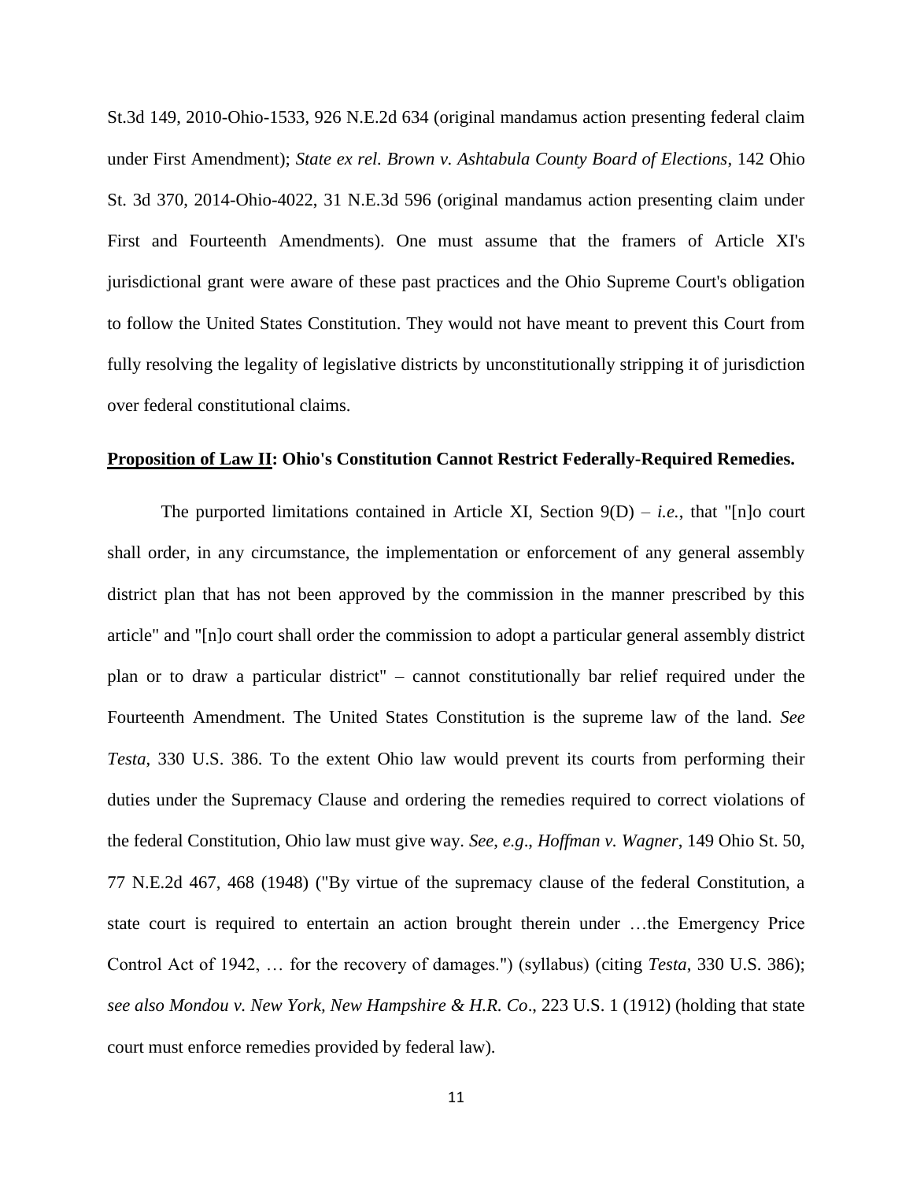St.3d 149, 2010-Ohio-1533, 926 N.E.2d 634 (original mandamus action presenting federal claim under First Amendment); *State ex rel. Brown v. Ashtabula County Board of Elections*, 142 Ohio St. 3d 370, 2014-Ohio-4022, 31 N.E.3d 596 (original mandamus action presenting claim under First and Fourteenth Amendments). One must assume that the framers of Article XI's jurisdictional grant were aware of these past practices and the Ohio Supreme Court's obligation to follow the United States Constitution. They would not have meant to prevent this Court from fully resolving the legality of legislative districts by unconstitutionally stripping it of jurisdiction over federal constitutional claims.

**<u>Proposition of Law II</u>: Ohio's Constitution Cannot Restrict Federally-Required Remedies.**

The purported limitations contained in Article XI, Section 9(D) – *i.e.*, that "[n]o court shall order, in any circumstance, the implementation or enforcement of any general assembly district plan that has not been approved by the commission in the manner prescribed by this article" and "[n]o court shall order the commission to adopt a particular general assembly district plan or to draw a particular district" – cannot constitutionally bar relief required under the Fourteenth Amendment. The United States Constitution is the supreme law of the land. *See Testa*, 330 U.S. 386. To the extent Ohio law would prevent its courts from performing their duties under the Supremacy Clause and ordering the remedies required to correct violations of the federal Constitution, Ohio law must give way. *See, e.g*., *Hoffman v. Wagner*, 149 Ohio St. 50, 77 N.E.2d 467, 468 (1948) ("By virtue of the supremacy clause of the federal Constitution, a state court is required to entertain an action brought therein under …the Emergency Price Control Act of 1942, … for the recovery of damages.") (syllabus) (citing *Testa*, 330 U.S. 386); *see also Mondou v. New York, New Hampshire & H.R. Co*., 223 U.S. 1 (1912) (holding that state court must enforce remedies provided by federal law).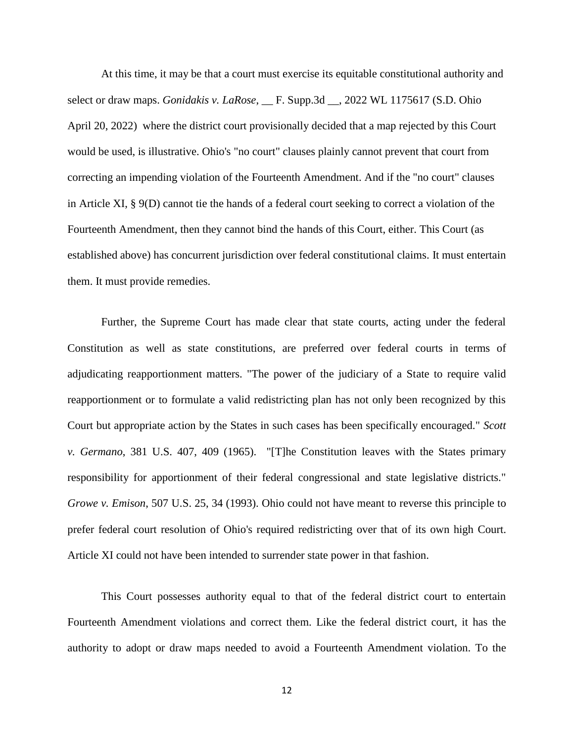At this time, it may be that a court must exercise its equitable constitutional authority and select or draw maps. *Gonidakis v. LaRose*, __ F. Supp.3d __, 2022 WL 1175617 (S.D. Ohio April 20, 2022) where the district court provisionally decided that a map rejected by this Court would be used, is illustrative. Ohio's "no court" clauses plainly cannot prevent that court from correcting an impending violation of the Fourteenth Amendment. And if the "no court" clauses in Article XI, § 9(D) cannot tie the hands of a federal court seeking to correct a violation of the Fourteenth Amendment, then they cannot bind the hands of this Court, either. This Court (as established above) has concurrent jurisdiction over federal constitutional claims. It must entertain them. It must provide remedies.

Further, the Supreme Court has made clear that state courts, acting under the federal Constitution as well as state constitutions, are preferred over federal courts in terms of adjudicating reapportionment matters. "The power of the judiciary of a State to require valid reapportionment or to formulate a valid redistricting plan has not only been recognized by this Court but appropriate action by the States in such cases has been specifically encouraged." *Scott v. Germano*, 381 U.S. 407, 409 (1965). "[T]he Constitution leaves with the States primary responsibility for apportionment of their federal congressional and state legislative districts." *Growe v. Emison*, 507 U.S. 25, 34 (1993). Ohio could not have meant to reverse this principle to prefer federal court resolution of Ohio's required redistricting over that of its own high Court. Article XI could not have been intended to surrender state power in that fashion.

This Court possesses authority equal to that of the federal district court to entertain Fourteenth Amendment violations and correct them. Like the federal district court, it has the authority to adopt or draw maps needed to avoid a Fourteenth Amendment violation. To the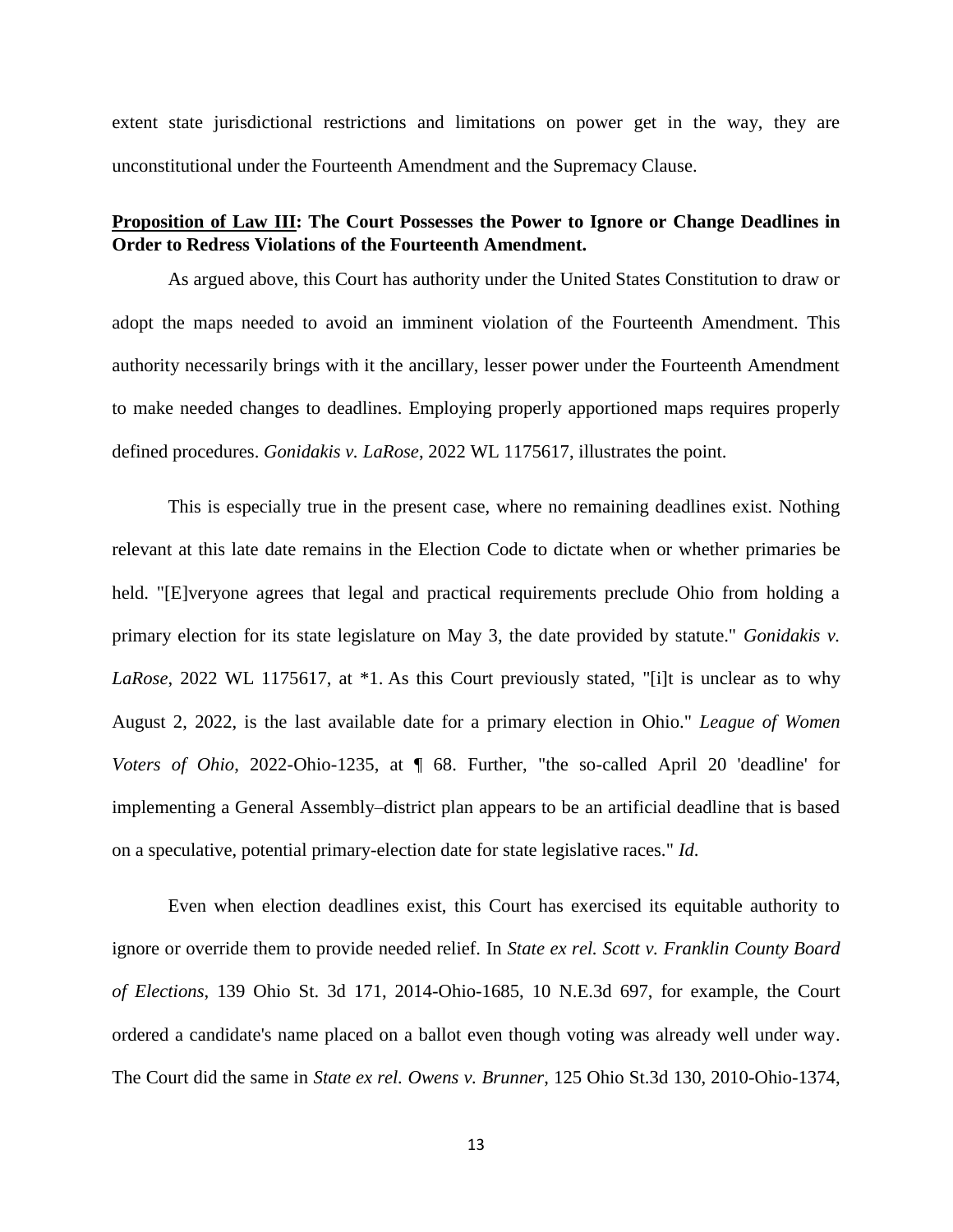extent state jurisdictional restrictions and limitations on power get in the way, they are unconstitutional under the Fourteenth Amendment and the Supremacy Clause.

**<u>Proposition of Law III</u>: The Court Possesses the Power to Ignore or Change Deadlines in Order to Redress Violations of the Fourteenth Amendment.**

As argued above, this Court has authority under the United States Constitution to draw or adopt the maps needed to avoid an imminent violation of the Fourteenth Amendment. This authority necessarily brings with it the ancillary, lesser power under the Fourteenth Amendment to make needed changes to deadlines. Employing properly apportioned maps requires properly defined procedures. *Gonidakis v. LaRose*, 2022 WL 1175617, illustrates the point.

This is especially true in the present case, where no remaining deadlines exist. Nothing relevant at this late date remains in the Election Code to dictate when or whether primaries be held. "[E]veryone agrees that legal and practical requirements preclude Ohio from holding a primary election for its state legislature on May 3, the date provided by statute." *Gonidakis v. LaRose*, 2022 WL 1175617, at *1. As this Court previously stated, "[i]t is unclear as to why August 2, 2022, is the last available date for a primary election in Ohio." *League of Women Voters of Ohio*, 2022-Ohio-1235, at ¶ 68. Further, "the so-called April 20 'deadline' for implementing a General Assembly–district plan appears to be an artificial deadline that is based on a speculative, potential primary-election date for state legislative races." *Id*.

Even when election deadlines exist, this Court has exercised its equitable authority to ignore or override them to provide needed relief. In *State ex rel. Scott v. Franklin County Board of Elections*, 139 Ohio St. 3d 171, 2014-Ohio-1685, 10 N.E.3d 697, for example, the Court ordered a candidate's name placed on a ballot even though voting was already well under way. The Court did the same in *State ex rel. Owens v. Brunner*, 125 Ohio St.3d 130, 2010-Ohio-1374,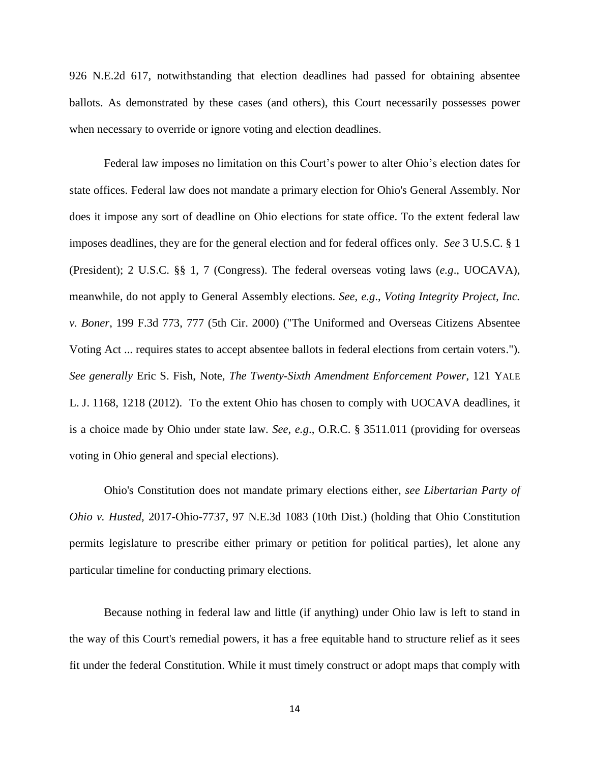926 N.E.2d 617, notwithstanding that election deadlines had passed for obtaining absentee ballots. As demonstrated by these cases (and others), this Court necessarily possesses power when necessary to override or ignore voting and election deadlines.

Federal law imposes no limitation on this Court's power to alter Ohio's election dates for state offices. Federal law does not mandate a primary election for Ohio's General Assembly. Nor does it impose any sort of deadline on Ohio elections for state office. To the extent federal law imposes deadlines, they are for the general election and for federal offices only. *See* 3 U.S.C. § 1 (President); 2 U.S.C. §§ 1, 7 (Congress). The federal overseas voting laws (*e.g*., UOCAVA), meanwhile, do not apply to General Assembly elections. *See, e.g*., *Voting Integrity Project, Inc. v. Boner*, 199 F.3d 773, 777 (5th Cir. 2000) ("The Uniformed and Overseas Citizens Absentee Voting Act ... requires states to accept absentee ballots in federal elections from certain voters."). *See generally* Eric S. Fish, Note, *The Twenty-Sixth Amendment Enforcement Power,* 121 YALE L. J. 1168, 1218 (2012). To the extent Ohio has chosen to comply with UOCAVA deadlines, it is a choice made by Ohio under state law. *See, e.g*., O.R.C. § 3511.011 (providing for overseas voting in Ohio general and special elections).

Ohio's Constitution does not mandate primary elections either, *see Libertarian Party of Ohio v. Husted*, 2017-Ohio-7737, 97 N.E.3d 1083 (10th Dist.) (holding that Ohio Constitution permits legislature to prescribe either primary or petition for political parties), let alone any particular timeline for conducting primary elections.

Because nothing in federal law and little (if anything) under Ohio law is left to stand in the way of this Court's remedial powers, it has a free equitable hand to structure relief as it sees fit under the federal Constitution. While it must timely construct or adopt maps that comply with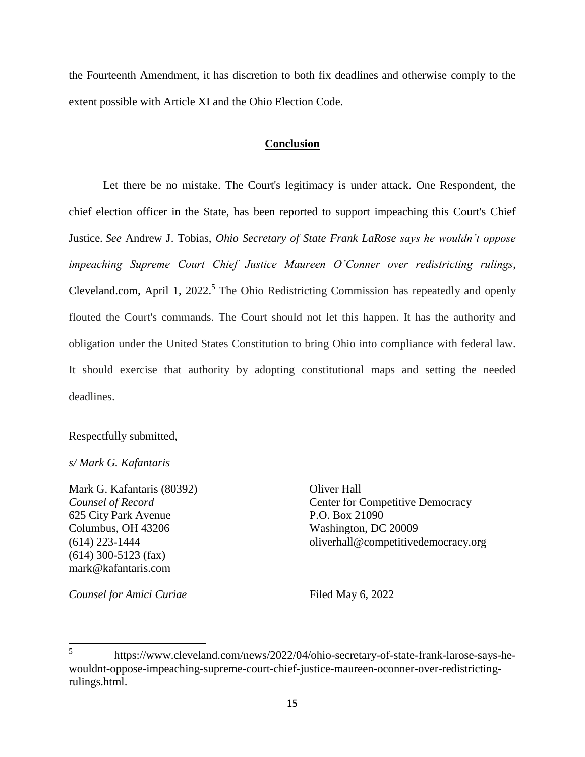the Fourteenth Amendment, it has discretion to both fix deadlines and otherwise comply to the extent possible with Article XI and the Ohio Election Code.

## Conclusion

Let there be no mistake. The Court's legitimacy is under attack. One Respondent, the chief election officer in the State, has been reported to support impeaching this Court's Chief Justice. *See* Andrew J. Tobias, *Ohio Secretary of State Frank LaRose says he wouldn't oppose impeaching Supreme Court Chief Justice Maureen O'Conner over redistricting rulings*, Cleveland.com, April 1, 2022.[5] The Ohio Redistricting Commission has repeatedly and openly flouted the Court's commands. The Court should not let this happen. It has the authority and obligation under the United States Constitution to bring Ohio into compliance with federal law. It should exercise that authority by adopting constitutional maps and setting the needed deadlines.

Respectfully submitted,

*s/ Mark G. Kafantaris*

Mark G. Kafantaris (80392)
*Counsel of Record*
625 City Park Avenue
Columbus, OH 43206
(614) 223-1444
(614) 300-5123 (fax)
mark@kafantaris.com

Oliver Hall
Center for Competitive Democracy
P.O. Box 21090
Washington, DC 20009
oliverhall@competitivedemocracy.org

*Counsel for Amici Curiae*

Filed May 6, 2022

---

[5] https://www.cleveland.com/news/2022/04/ohio-secretary-of-state-frank-larose-says-he-wouldnt-oppose-impeaching-supreme-court-chief-justice-maureen-oconner-over-redistricting-rulings.html.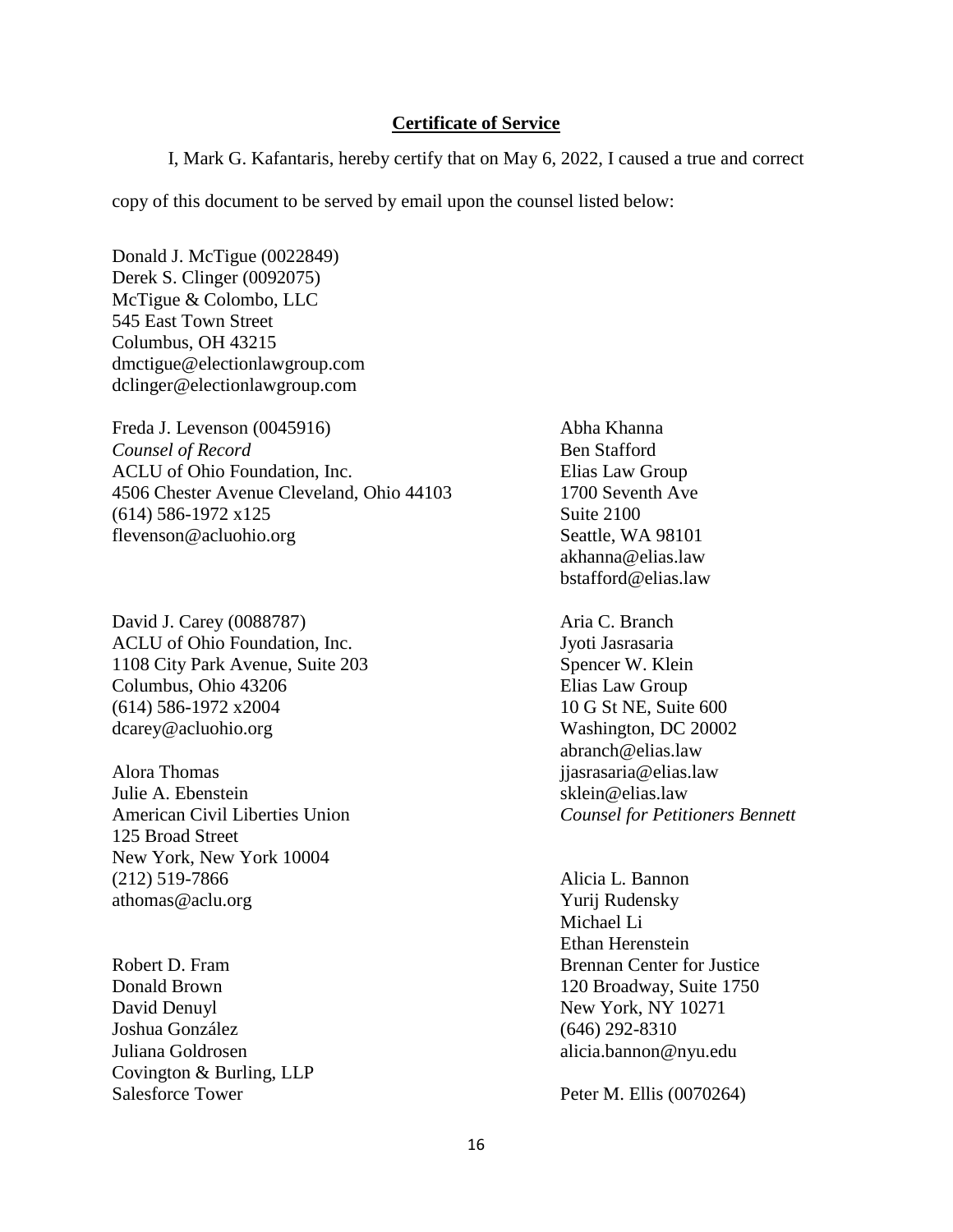## Certificate of Service

I, Mark G. Kafantaris, hereby certify that on May 6, 2022, I caused a true and correct copy of this document to be served by email upon the counsel listed below:

Donald J. McTigue (0022849)
Derek S. Clinger (0092075)
McTigue & Colombo, LLC
545 East Town Street
Columbus, OH 43215
dmctigue@electionlawgroup.com
dclinger@electionlawgroup.com

Freda J. Levenson (0045916)
*Counsel of Record*
ACLU of Ohio Foundation, Inc.
4506 Chester Avenue Cleveland, Ohio 44103
(614) 586-1972 x125
flevenson@acluohio.org

David J. Carey (0088787)
ACLU of Ohio Foundation, Inc.
1108 City Park Avenue, Suite 203
Columbus, Ohio 43206
(614) 586-1972 x2004
dcarey@acluohio.org

Alora Thomas
Julie A. Ebenstein
American Civil Liberties Union
125 Broad Street
New York, New York 10004
(212) 519-7866
athomas@aclu.org

Robert D. Fram
Donald Brown
David Denuyl
Joshua González
Juliana Goldrosen
Covington & Burling, LLP
Salesforce Tower

Abha Khanna
Ben Stafford
Elias Law Group
1700 Seventh Ave
Suite 2100
Seattle, WA 98101
akhanna@elias.law
bstafford@elias.law

Aria C. Branch
Jyoti Jasrasaria
Spencer W. Klein
Elias Law Group
10 G St NE, Suite 600
Washington, DC 20002
abranch@elias.law
jjasrasaria@elias.law
sklein@elias.law
*Counsel for Petitioners Bennett*

Alicia L. Bannon
Yurij Rudensky
Michael Li
Ethan Herenstein
Brennan Center for Justice
120 Broadway, Suite 1750
New York, NY 10271
(646) 292-8310
alicia.bannon@nyu.edu

Peter M. Ellis (0070264)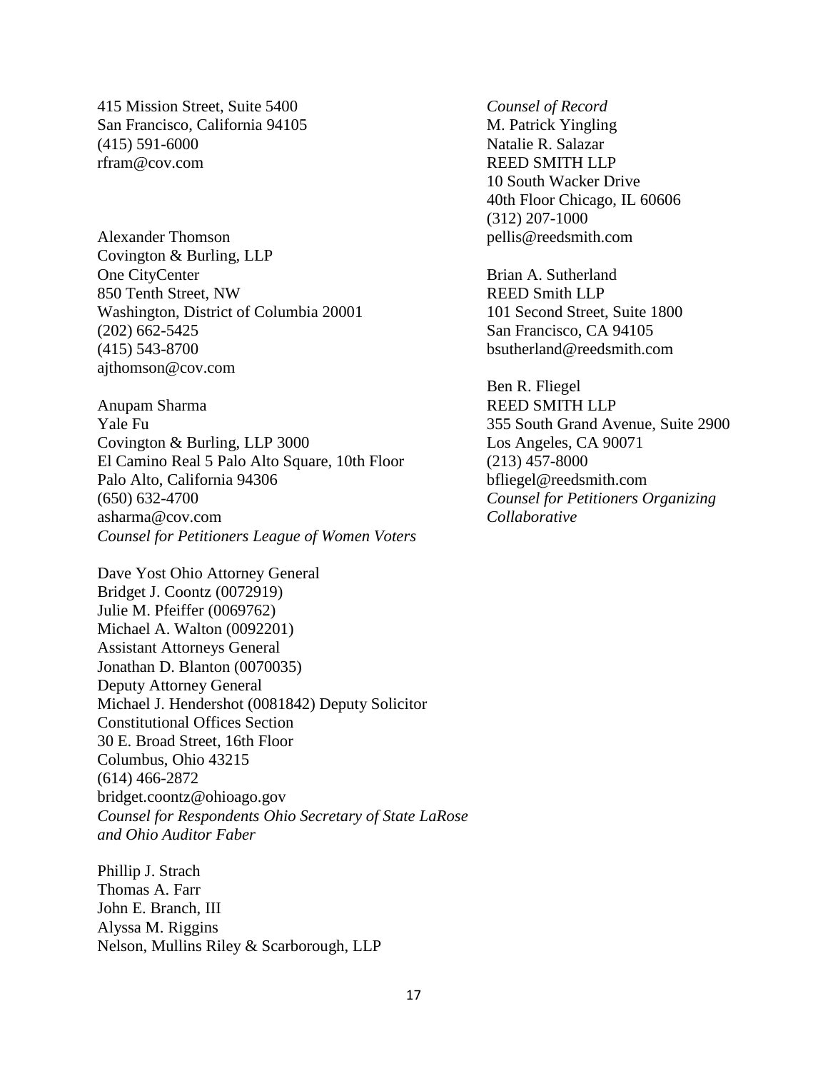415 Mission Street, Suite 5400
San Francisco, California 94105
(415) 591-6000
rfram@cov.com

Alexander Thomson
Covington & Burling, LLP
One CityCenter
850 Tenth Street, NW
Washington, District of Columbia 20001
(202) 662-5425
(415) 543-8700
ajthomson@cov.com

Anupam Sharma
Yale Fu
Covington & Burling, LLP 3000
El Camino Real 5 Palo Alto Square, 10th Floor
Palo Alto, California 94306
(650) 632-4700
asharma@cov.com
*Counsel for Petitioners League of Women Voters*

Dave Yost Ohio Attorney General
Bridget J. Coontz (0072919)
Julie M. Pfeiffer (0069762)
Michael A. Walton (0092201)
Assistant Attorneys General
Jonathan D. Blanton (0070035)
Deputy Attorney General
Michael J. Hendershot (0081842) Deputy Solicitor
Constitutional Offices Section
30 E. Broad Street, 16th Floor
Columbus, Ohio 43215
(614) 466-2872
bridget.coontz@ohioago.gov
*Counsel for Respondents Ohio Secretary of State LaRose and Ohio Auditor Faber*

Phillip J. Strach
Thomas A. Farr
John E. Branch, III
Alyssa M. Riggins
Nelson, Mullins Riley & Scarborough, LLP

*Counsel of Record*
M. Patrick Yingling
Natalie R. Salazar
REED SMITH LLP
10 South Wacker Drive
40th Floor Chicago, IL 60606
(312) 207-1000
pellis@reedsmith.com

Brian A. Sutherland
REED Smith LLP
101 Second Street, Suite 1800
San Francisco, CA 94105
bsutherland@reedsmith.com

Ben R. Fliegel
REED SMITH LLP
355 South Grand Avenue, Suite 2900
Los Angeles, CA 90071
(213) 457-8000
bfliegel@reedsmith.com
*Counsel for Petitioners Organizing Collaborative*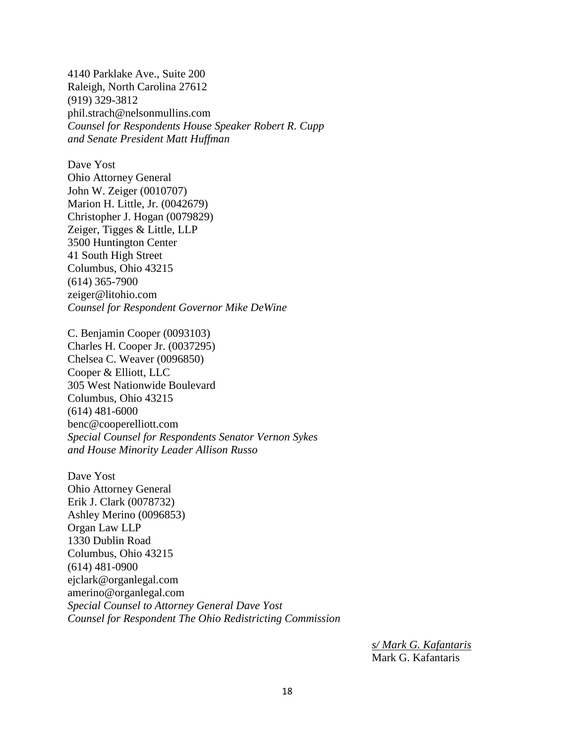4140 Parklake Ave., Suite 200
Raleigh, North Carolina 27612
(919) 329-3812
phil.strach@nelsonmullins.com
*Counsel for Respondents House Speaker Robert R. Cupp and Senate President Matt Huffman*

Dave Yost
Ohio Attorney General
John W. Zeiger (0010707)
Marion H. Little, Jr. (0042679)
Christopher J. Hogan (0079829)
Zeiger, Tigges & Little, LLP
3500 Huntington Center
41 South High Street
Columbus, Ohio 43215
(614) 365-7900
zeiger@litohio.com
*Counsel for Respondent Governor Mike DeWine*

C. Benjamin Cooper (0093103)
Charles H. Cooper Jr. (0037295)
Chelsea C. Weaver (0096850)
Cooper & Elliott, LLC
305 West Nationwide Boulevard
Columbus, Ohio 43215
(614) 481-6000
benc@cooperelliott.com
*Special Counsel for Respondents Senator Vernon Sykes and House Minority Leader Allison Russo*

Dave Yost
Ohio Attorney General
Erik J. Clark (0078732)
Ashley Merino (0096853)
Organ Law LLP
1330 Dublin Road
Columbus, Ohio 43215
(614) 481-0900
ejclark@organlegal.com
amerino@organlegal.com
*Special Counsel to Attorney General Dave Yost*
*Counsel for Respondent The Ohio Redistricting Commission*

s/ Mark G. Kafantaris
Mark G. Kafantaris